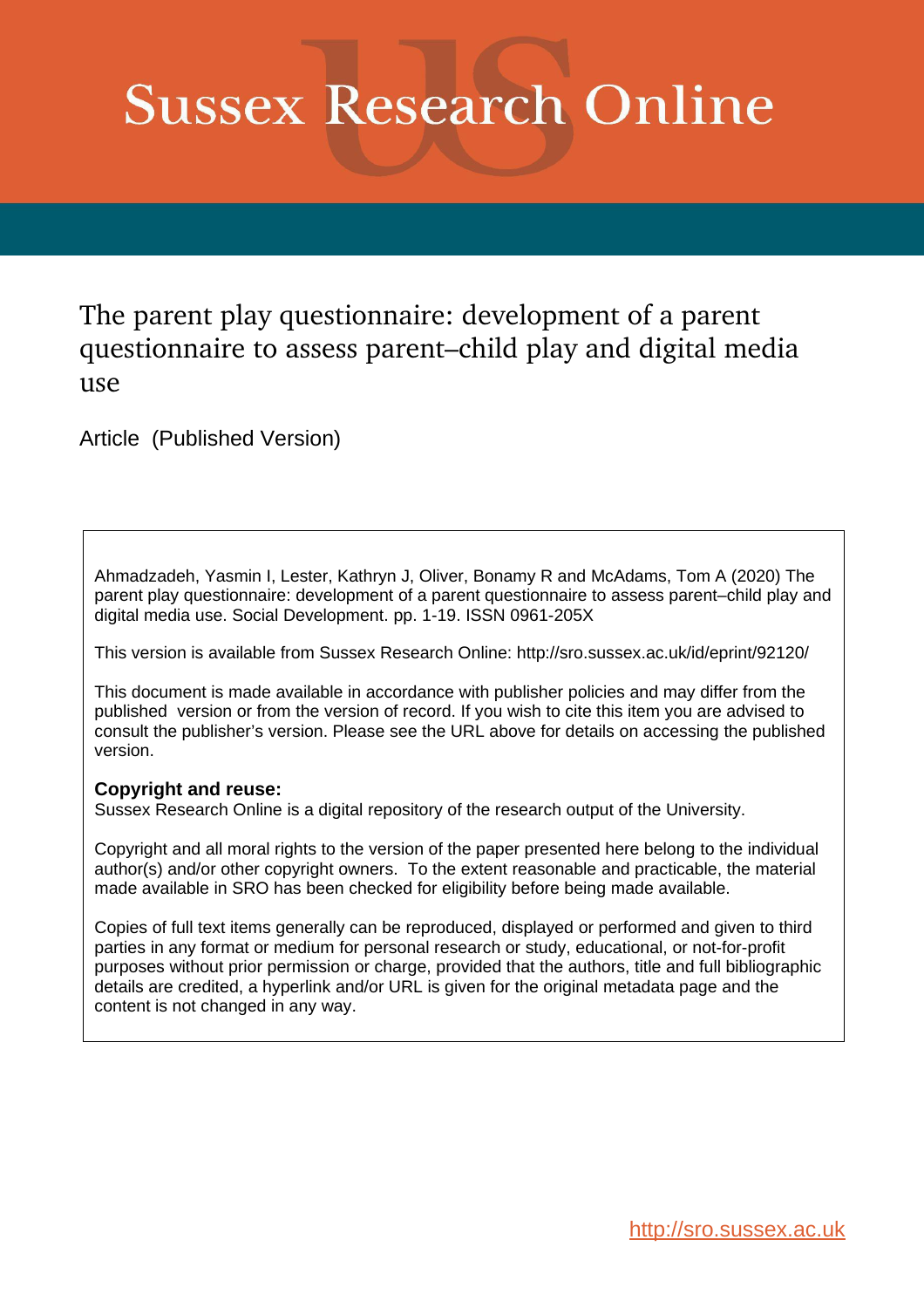# Sussex Research Online

## The parent play questionnaire: development of a parent questionnaire to assess parent–child play and digital media use

Article (Published Version)

Ahmadzadeh, Yasmin I, Lester, Kathryn J, Oliver, Bonamy R and McAdams, Tom A (2020) The parent play questionnaire: development of a parent questionnaire to assess parent–child play and digital media use. Social Development. pp. 1-19. ISSN 0961-205X

This version is available from Sussex Research Online: http://sro.sussex.ac.uk/id/eprint/92120/

This document is made available in accordance with publisher policies and may differ from the published version or from the version of record. If you wish to cite this item you are advised to consult the publisher's version. Please see the URL above for details on accessing the published version.

**Copyright and reuse:**
Sussex Research Online is a digital repository of the research output of the University.

Copyright and all moral rights to the version of the paper presented here belong to the individual author(s) and/or other copyright owners. To the extent reasonable and practicable, the material made available in SRO has been checked for eligibility before being made available.

Copies of full text items generally can be reproduced, displayed or performed and given to third parties in any format or medium for personal research or study, educational, or not-for-profit purposes without prior permission or charge, provided that the authors, title and full bibliographic details are credited, a hyperlink and/or URL is given for the original metadata page and the content is not changed in any way.

http://sro.sussex.ac.uk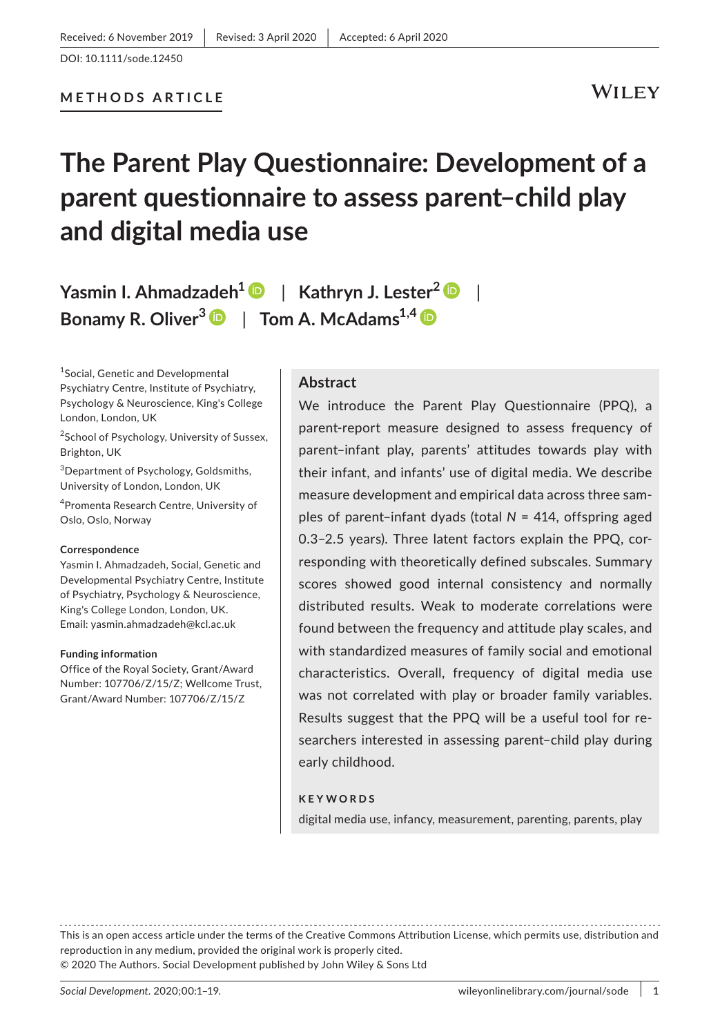Received: 6 November 2019 | Revised: 3 April 2020 | Accepted: 6 April 2020

DOI: 10.1111/sode.12450

**METHODS ARTICLE**

# The Parent Play Questionnaire: Development of a parent questionnaire to assess parent–child play and digital media use

**Yasmin I. Ahmadzadeh**[1] | **Kathryn J. Lester**[2] | **Bonamy R. Oliver**[3] | **Tom A. McAdams**[1,4]

[1]Social, Genetic and Developmental Psychiatry Centre, Institute of Psychiatry, Psychology & Neuroscience, King's College London, London, UK

[2]School of Psychology, University of Sussex, Brighton, UK

[3]Department of Psychology, Goldsmiths, University of London, London, UK

[4]Promenta Research Centre, University of Oslo, Oslo, Norway

**Correspondence**
Yasmin I. Ahmadzadeh, Social, Genetic and Developmental Psychiatry Centre, Institute of Psychiatry, Psychology & Neuroscience, King's College London, London, UK.
Email: yasmin.ahmadzadeh@kcl.ac.uk

**Funding information**
Office of the Royal Society, Grant/Award Number: 107706/Z/15/Z; Wellcome Trust, Grant/Award Number: 107706/Z/15/Z

## Abstract

We introduce the Parent Play Questionnaire (PPQ), a parent-report measure designed to assess frequency of parent–infant play, parents' attitudes towards play with their infant, and infants' use of digital media. We describe measure development and empirical data across three samples of parent–infant dyads (total $N$ = 414, offspring aged 0.3–2.5 years). Three latent factors explain the PPQ, corresponding with theoretically defined subscales. Summary scores showed good internal consistency and normally distributed results. Weak to moderate correlations were found between the frequency and attitude play scales, and with standardized measures of family social and emotional characteristics. Overall, frequency of digital media use was not correlated with play or broader family variables. Results suggest that the PPQ will be a useful tool for researchers interested in assessing parent–child play during early childhood.

**KEYWORDS**

digital media use, infancy, measurement, parenting, parents, play

This is an open access article under the terms of the Creative Commons Attribution License, which permits use, distribution and reproduction in any medium, provided the original work is properly cited.
© 2020 The Authors. Social Development published by John Wiley & Sons Ltd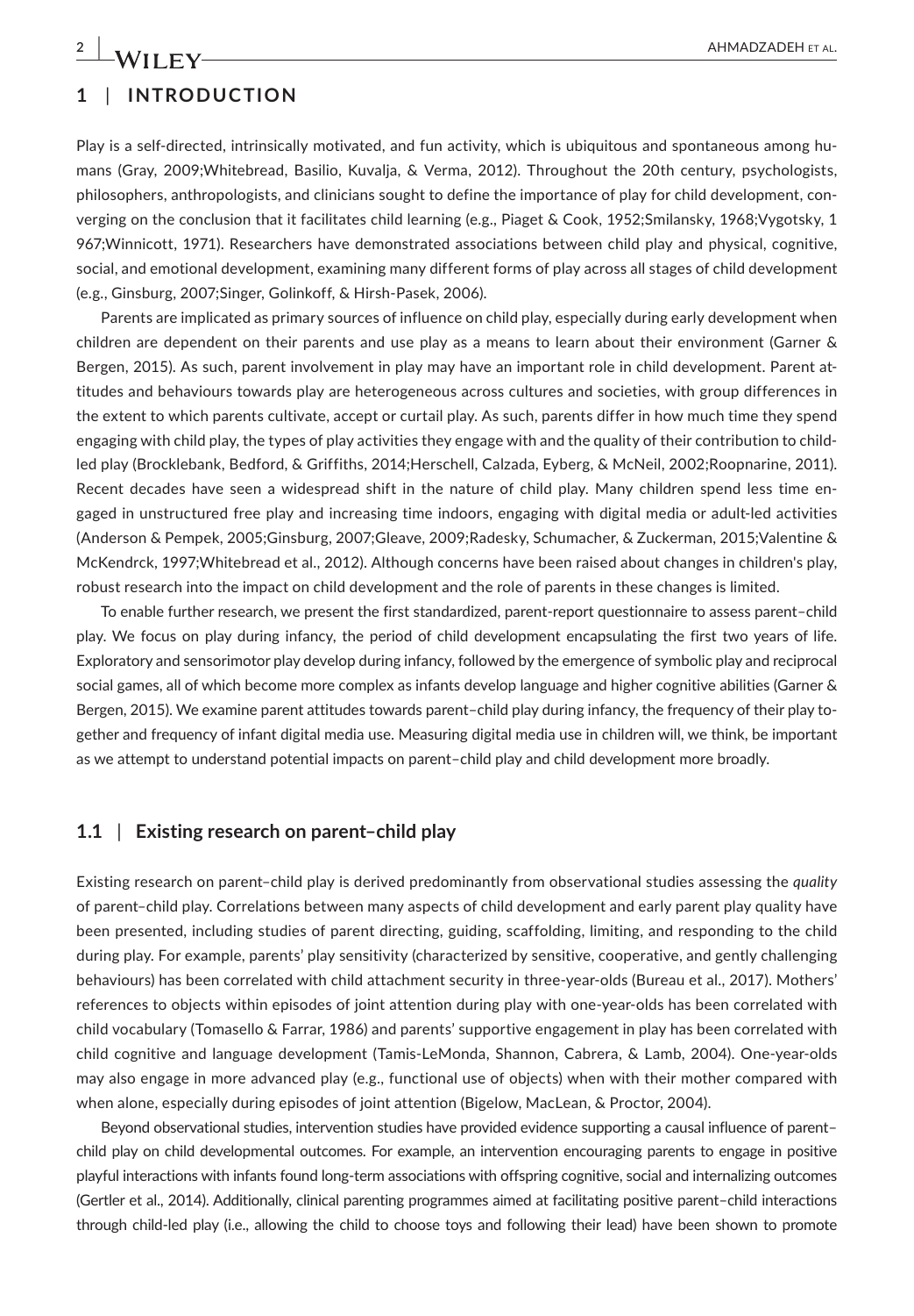## 1 | INTRODUCTION

Play is a self-directed, intrinsically motivated, and fun activity, which is ubiquitous and spontaneous among humans (Gray, 2009;Whitebread, Basilio, Kuvalja, & Verma, 2012). Throughout the 20th century, psychologists, philosophers, anthropologists, and clinicians sought to define the importance of play for child development, converging on the conclusion that it facilitates child learning (e.g., Piaget & Cook, 1952;Smilansky, 1968;Vygotsky, 1 967;Winnicott, 1971). Researchers have demonstrated associations between child play and physical, cognitive, social, and emotional development, examining many different forms of play across all stages of child development (e.g., Ginsburg, 2007;Singer, Golinkoff, & Hirsh-Pasek, 2006).

Parents are implicated as primary sources of influence on child play, especially during early development when children are dependent on their parents and use play as a means to learn about their environment (Garner & Bergen, 2015). As such, parent involvement in play may have an important role in child development. Parent attitudes and behaviours towards play are heterogeneous across cultures and societies, with group differences in the extent to which parents cultivate, accept or curtail play. As such, parents differ in how much time they spend engaging with child play, the types of play activities they engage with and the quality of their contribution to child-led play (Brocklebank, Bedford, & Griffiths, 2014;Herschell, Calzada, Eyberg, & McNeil, 2002;Roopnarine, 2011). Recent decades have seen a widespread shift in the nature of child play. Many children spend less time engaged in unstructured free play and increasing time indoors, engaging with digital media or adult-led activities (Anderson & Pempek, 2005;Ginsburg, 2007;Gleave, 2009;Radesky, Schumacher, & Zuckerman, 2015;Valentine & McKendrck, 1997;Whitebread et al., 2012). Although concerns have been raised about changes in children's play, robust research into the impact on child development and the role of parents in these changes is limited.

To enable further research, we present the first standardized, parent-report questionnaire to assess parent–child play. We focus on play during infancy, the period of child development encapsulating the first two years of life. Exploratory and sensorimotor play develop during infancy, followed by the emergence of symbolic play and reciprocal social games, all of which become more complex as infants develop language and higher cognitive abilities (Garner & Bergen, 2015). We examine parent attitudes towards parent–child play during infancy, the frequency of their play together and frequency of infant digital media use. Measuring digital media use in children will, we think, be important as we attempt to understand potential impacts on parent–child play and child development more broadly.

### 1.1 | Existing research on parent–child play

Existing research on parent–child play is derived predominantly from observational studies assessing the *quality* of parent–child play. Correlations between many aspects of child development and early parent play quality have been presented, including studies of parent directing, guiding, scaffolding, limiting, and responding to the child during play. For example, parents' play sensitivity (characterized by sensitive, cooperative, and gently challenging behaviours) has been correlated with child attachment security in three-year-olds (Bureau et al., 2017). Mothers' references to objects within episodes of joint attention during play with one-year-olds has been correlated with child vocabulary (Tomasello & Farrar, 1986) and parents' supportive engagement in play has been correlated with child cognitive and language development (Tamis-LeMonda, Shannon, Cabrera, & Lamb, 2004). One-year-olds may also engage in more advanced play (e.g., functional use of objects) when with their mother compared with when alone, especially during episodes of joint attention (Bigelow, MacLean, & Proctor, 2004).

Beyond observational studies, intervention studies have provided evidence supporting a causal influence of parent–child play on child developmental outcomes. For example, an intervention encouraging parents to engage in positive playful interactions with infants found long-term associations with offspring cognitive, social and internalizing outcomes (Gertler et al., 2014). Additionally, clinical parenting programmes aimed at facilitating positive parent–child interactions through child-led play (i.e., allowing the child to choose toys and following their lead) have been shown to promote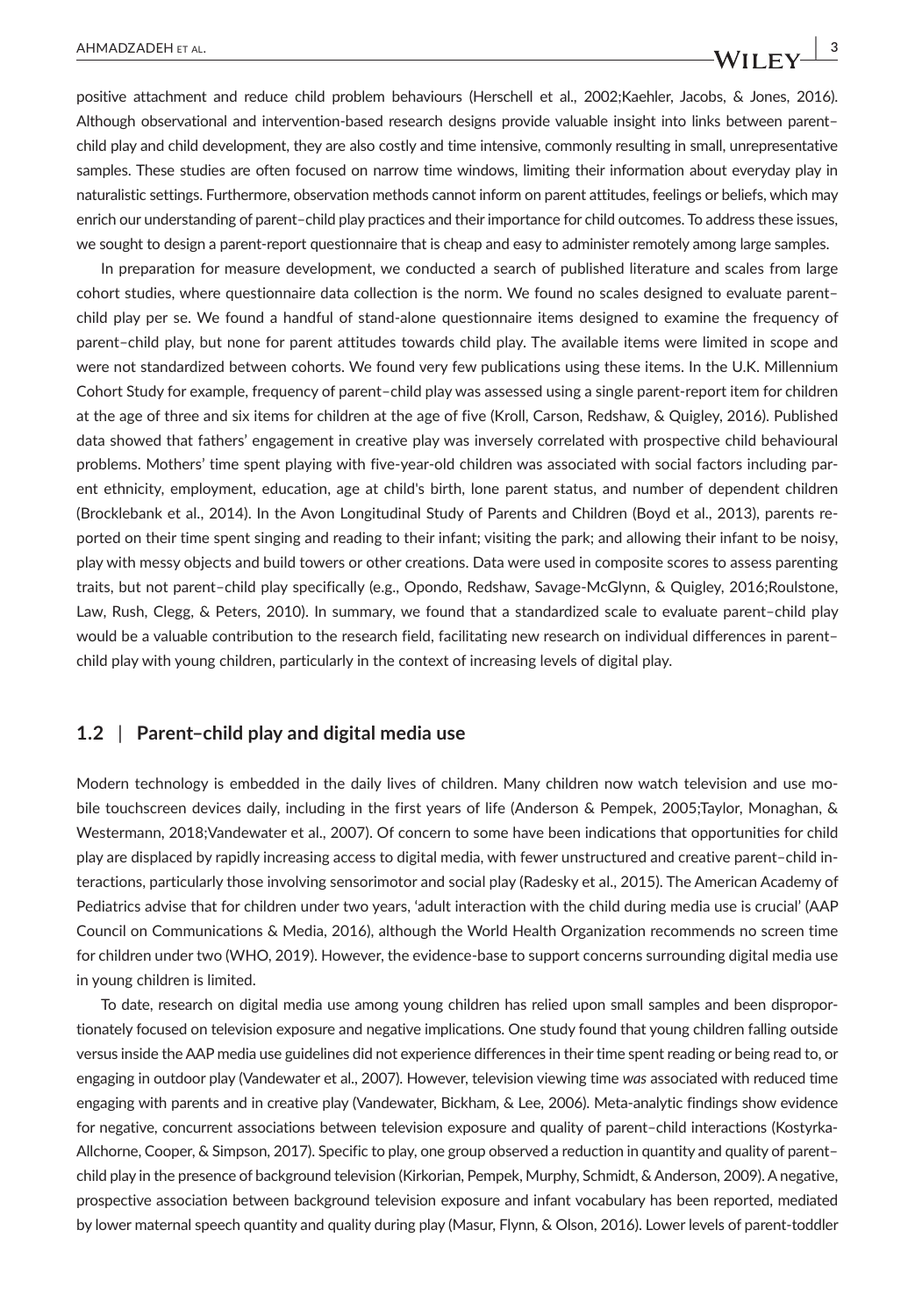positive attachment and reduce child problem behaviours (Herschell et al., 2002;Kaehler, Jacobs, & Jones, 2016). Although observational and intervention-based research designs provide valuable insight into links between parent–child play and child development, they are also costly and time intensive, commonly resulting in small, unrepresentative samples. These studies are often focused on narrow time windows, limiting their information about everyday play in naturalistic settings. Furthermore, observation methods cannot inform on parent attitudes, feelings or beliefs, which may enrich our understanding of parent–child play practices and their importance for child outcomes. To address these issues, we sought to design a parent-report questionnaire that is cheap and easy to administer remotely among large samples.

In preparation for measure development, we conducted a search of published literature and scales from large cohort studies, where questionnaire data collection is the norm. We found no scales designed to evaluate parent–child play per se. We found a handful of stand-alone questionnaire items designed to examine the frequency of parent–child play, but none for parent attitudes towards child play. The available items were limited in scope and were not standardized between cohorts. We found very few publications using these items. In the U.K. Millennium Cohort Study for example, frequency of parent–child play was assessed using a single parent-report item for children at the age of three and six items for children at the age of five (Kroll, Carson, Redshaw, & Quigley, 2016). Published data showed that fathers' engagement in creative play was inversely correlated with prospective child behavioural problems. Mothers' time spent playing with five-year-old children was associated with social factors including parent ethnicity, employment, education, age at child's birth, lone parent status, and number of dependent children (Brocklebank et al., 2014). In the Avon Longitudinal Study of Parents and Children (Boyd et al., 2013), parents reported on their time spent singing and reading to their infant; visiting the park; and allowing their infant to be noisy, play with messy objects and build towers or other creations. Data were used in composite scores to assess parenting traits, but not parent–child play specifically (e.g., Opondo, Redshaw, Savage-McGlynn, & Quigley, 2016;Roulstone, Law, Rush, Clegg, & Peters, 2010). In summary, we found that a standardized scale to evaluate parent–child play would be a valuable contribution to the research field, facilitating new research on individual differences in parent–child play with young children, particularly in the context of increasing levels of digital play.

## 1.2 | Parent–child play and digital media use

Modern technology is embedded in the daily lives of children. Many children now watch television and use mobile touchscreen devices daily, including in the first years of life (Anderson & Pempek, 2005;Taylor, Monaghan, & Westermann, 2018;Vandewater et al., 2007). Of concern to some have been indications that opportunities for child play are displaced by rapidly increasing access to digital media, with fewer unstructured and creative parent–child interactions, particularly those involving sensorimotor and social play (Radesky et al., 2015). The American Academy of Pediatrics advise that for children under two years, 'adult interaction with the child during media use is crucial' (AAP Council on Communications & Media, 2016), although the World Health Organization recommends no screen time for children under two (WHO, 2019). However, the evidence-base to support concerns surrounding digital media use in young children is limited.

To date, research on digital media use among young children has relied upon small samples and been disproportionately focused on television exposure and negative implications. One study found that young children falling outside versus inside the AAP media use guidelines did not experience differences in their time spent reading or being read to, or engaging in outdoor play (Vandewater et al., 2007). However, television viewing time *was* associated with reduced time engaging with parents and in creative play (Vandewater, Bickham, & Lee, 2006). Meta-analytic findings show evidence for negative, concurrent associations between television exposure and quality of parent–child interactions (Kostyrka-Allchorne, Cooper, & Simpson, 2017). Specific to play, one group observed a reduction in quantity and quality of parent–child play in the presence of background television (Kirkorian, Pempek, Murphy, Schmidt, & Anderson, 2009). A negative, prospective association between background television exposure and infant vocabulary has been reported, mediated by lower maternal speech quantity and quality during play (Masur, Flynn, & Olson, 2016). Lower levels of parent-toddler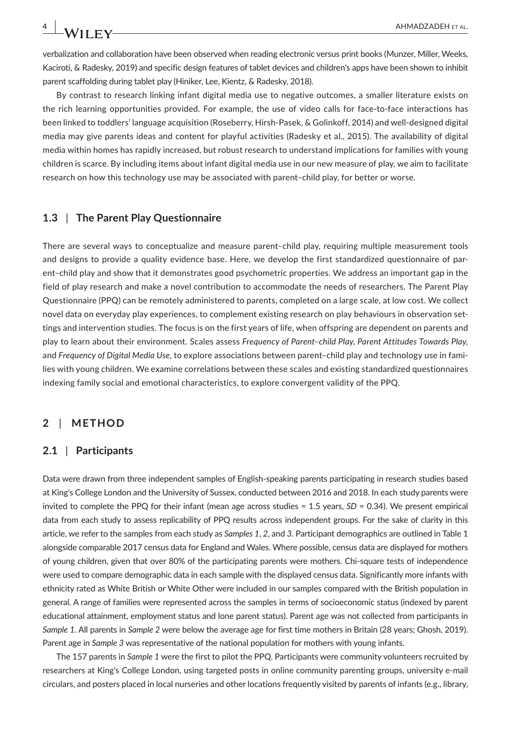verbalization and collaboration have been observed when reading electronic versus print books (Munzer, Miller, Weeks, Kaciroti, & Radesky, 2019) and specific design features of tablet devices and children's apps have been shown to inhibit parent scaffolding during tablet play (Hiniker, Lee, Kientz, & Radesky, 2018).

By contrast to research linking infant digital media use to negative outcomes, a smaller literature exists on the rich learning opportunities provided. For example, the use of video calls for face-to-face interactions has been linked to toddlers' language acquisition (Roseberry, Hirsh-Pasek, & Golinkoff, 2014) and well-designed digital media may give parents ideas and content for playful activities (Radesky et al., 2015). The availability of digital media within homes has rapidly increased, but robust research to understand implications for families with young children is scarce. By including items about infant digital media use in our new measure of play, we aim to facilitate research on how this technology use may be associated with parent–child play, for better or worse.

### 1.3 | The Parent Play Questionnaire

There are several ways to conceptualize and measure parent–child play, requiring multiple measurement tools and designs to provide a quality evidence base. Here, we develop the first standardized questionnaire of parent–child play and show that it demonstrates good psychometric properties. We address an important gap in the field of play research and make a novel contribution to accommodate the needs of researchers. The Parent Play Questionnaire (PPQ) can be remotely administered to parents, completed on a large scale, at low cost. We collect novel data on everyday play experiences, to complement existing research on play behaviours in observation settings and intervention studies. The focus is on the first years of life, when offspring are dependent on parents and play to learn about their environment. Scales assess *Frequency of Parent–child Play*, *Parent Attitudes Towards Play*, and *Frequency of Digital Media Use*, to explore associations between parent–child play and technology use in families with young children. We examine correlations between these scales and existing standardized questionnaires indexing family social and emotional characteristics, to explore convergent validity of the PPQ.

## 2 | METHOD

### 2.1 | Participants

Data were drawn from three independent samples of English-speaking parents participating in research studies based at King's College London and the University of Sussex, conducted between 2016 and 2018. In each study parents were invited to complete the PPQ for their infant (mean age across studies = 1.5 years, *SD* = 0.34). We present empirical data from each study to assess replicability of PPQ results across independent groups. For the sake of clarity in this article, we refer to the samples from each study as *Samples 1*, *2*, and *3*. Participant demographics are outlined in Table 1 alongside comparable 2017 census data for England and Wales. Where possible, census data are displayed for mothers of young children, given that over 80% of the participating parents were mothers. Chi-square tests of independence were used to compare demographic data in each sample with the displayed census data. Significantly more infants with ethnicity rated as White British or White Other were included in our samples compared with the British population in general. A range of families were represented across the samples in terms of socioeconomic status (indexed by parent educational attainment, employment status and lone parent status). Parent age was not collected from participants in *Sample 1*. All parents in *Sample 2* were below the average age for first time mothers in Britain (28 years; Ghosh, 2019). Parent age in *Sample 3* was representative of the national population for mothers with young infants.

The 157 parents in *Sample 1* were the first to pilot the PPQ. Participants were community volunteers recruited by researchers at King's College London, using targeted posts in online community parenting groups, university e-mail circulars, and posters placed in local nurseries and other locations frequently visited by parents of infants (e.g., library,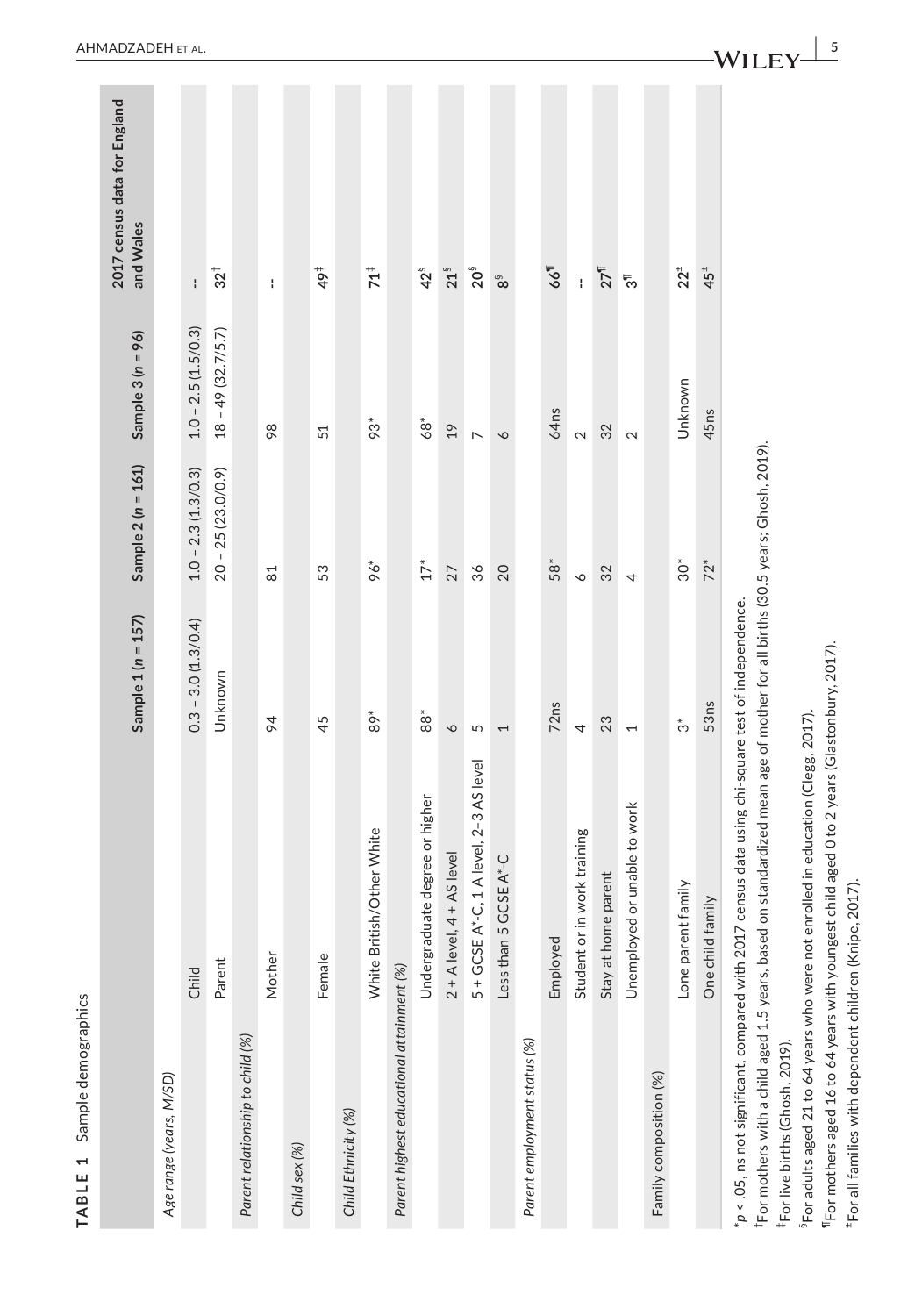**TABLE 1** Sample demographics

| | | Sample 1 ($n$ = 157) | Sample 2 ($n$ = 161) | Sample 3 ($n$ = 96) | 2017 census data for England and Wales |
|---|---|---|---|---|---|
| *Age range (years, M/SD)* | | | | | |
| | Child | 0.3 – 3.0 (1.3/0.4) | 1.0 – 2.3 (1.3/0.3) | 1.0 – 2.5 (1.5/0.3) | -- |
| | Parent | Unknown | 20 – 25 (23.0/0.9) | 18 – 49 (32.7/5.7) | 32[†] |
| *Parent relationship to child (%)* | | | | | |
| | Mother | 94 | 81 | 98 | -- |
| *Child sex (%)* | | | | | |
| | Female | 45 | 53 | 51 | 49[‡] |
| *Child Ethnicity (%)* | | | | | |
| | White British/Other White | 89* | 96* | 93* | 71[‡] |
| *Parent highest educational attainment (%)* | | | | | |
| | Undergraduate degree or higher | 88* | 17* | 68* | 42[§] |
| | 2 + A level, 4 + AS level | 6 | 27 | 19 | 21[§] |
| | 5 + GCSE A*-C, 1 A level, 2–3 AS level | 5 | 36 | 7 | 20[§] |
| | Less than 5 GCSE A*-C | 1 | 20 | 6 | 8[§] |
| *Parent employment status (%)* | | | | | |
| | Employed | 72ns | 58* | 64ns | 66[¶] |
| | Student or in work training | 4 | 6 | 2 | -- |
| | Stay at home parent | 23 | 32 | 32 | 27[¶] |
| | Unemployed or unable to work | 1 | 4 | 2 | 3[¶] |
| Family composition (%) | | | | | |
| | Lone parent family | 3* | 30* | Unknown | 22[±] |
| | One child family | 53ns | 72* | 45ns | 45[±] |

*$p$ < .05, ns not significant, compared with 2017 census data using chi-square test of independence.

[†]For mothers with a child aged 1.5 years, based on standardized mean age of mother for all births (30.5 years; Ghosh, 2019).

[‡]For live births (Ghosh, 2019).

[§]For adults aged 21 to 64 years who were not enrolled in education (Clegg, 2017).

[¶]For mothers aged 16 to 64 years with youngest child aged 0 to 2 years (Glastonbury, 2017).

[±]For all families with dependent children (Knipe, 2017).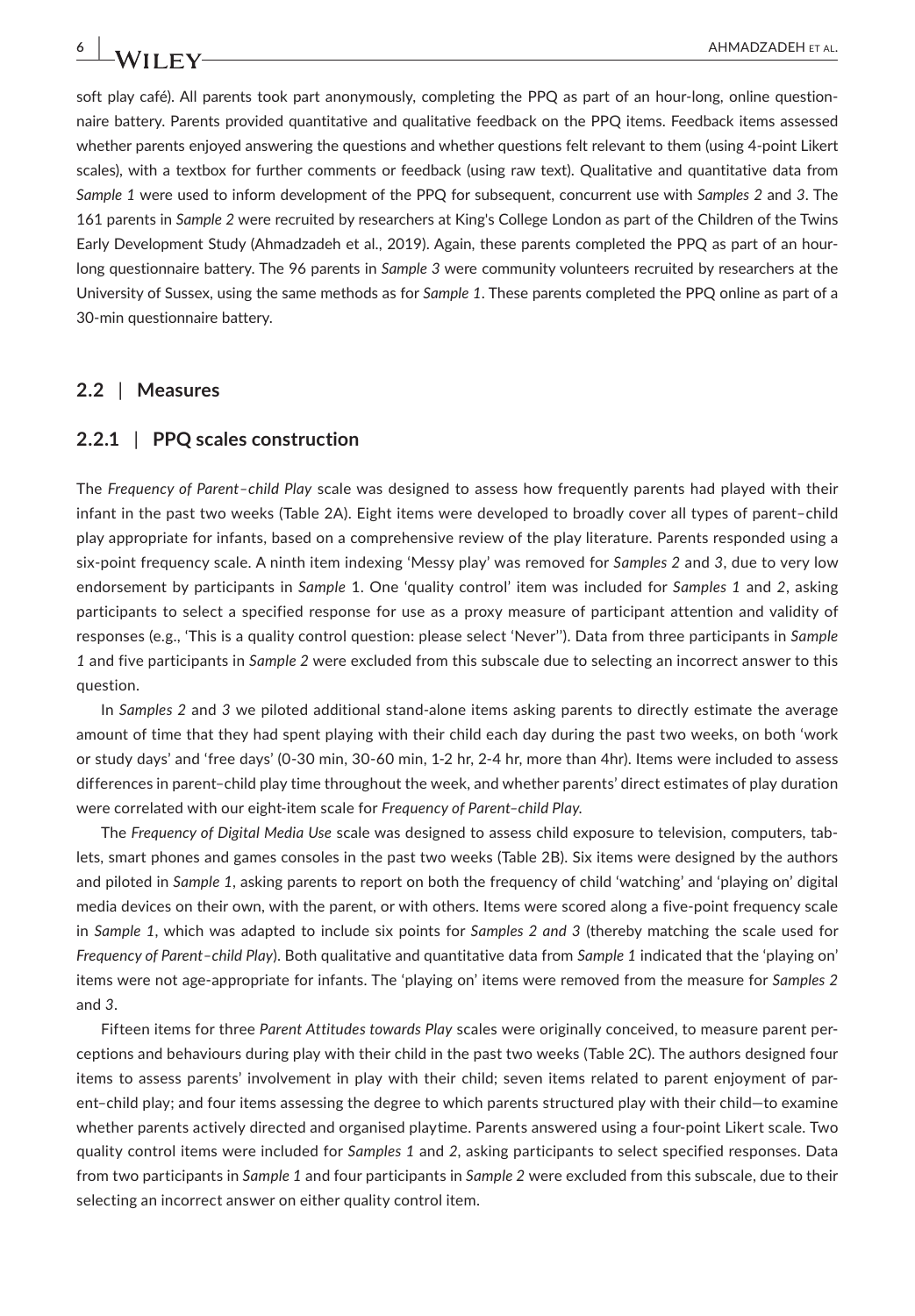soft play café). All parents took part anonymously, completing the PPQ as part of an hour-long, online questionnaire battery. Parents provided quantitative and qualitative feedback on the PPQ items. Feedback items assessed whether parents enjoyed answering the questions and whether questions felt relevant to them (using 4-point Likert scales), with a textbox for further comments or feedback (using raw text). Qualitative and quantitative data from *Sample 1* were used to inform development of the PPQ for subsequent, concurrent use with *Samples 2* and *3*. The 161 parents in *Sample 2* were recruited by researchers at King's College London as part of the Children of the Twins Early Development Study (Ahmadzadeh et al., 2019). Again, these parents completed the PPQ as part of an hour-long questionnaire battery. The 96 parents in *Sample 3* were community volunteers recruited by researchers at the University of Sussex, using the same methods as for *Sample 1*. These parents completed the PPQ online as part of a 30-min questionnaire battery.

## 2.2 | Measures

### 2.2.1 | PPQ scales construction

The *Frequency of Parent–child Play* scale was designed to assess how frequently parents had played with their infant in the past two weeks (Table 2A). Eight items were developed to broadly cover all types of parent–child play appropriate for infants, based on a comprehensive review of the play literature. Parents responded using a six-point frequency scale. A ninth item indexing 'Messy play' was removed for *Samples 2* and *3*, due to very low endorsement by participants in *Sample* 1. One 'quality control' item was included for *Samples 1* and *2*, asking participants to select a specified response for use as a proxy measure of participant attention and validity of responses (e.g., 'This is a quality control question: please select 'Never''). Data from three participants in *Sample 1* and five participants in *Sample 2* were excluded from this subscale due to selecting an incorrect answer to this question.

In *Samples 2* and *3* we piloted additional stand-alone items asking parents to directly estimate the average amount of time that they had spent playing with their child each day during the past two weeks, on both 'work or study days' and 'free days' (0-30 min, 30-60 min, 1-2 hr, 2-4 hr, more than 4hr). Items were included to assess differences in parent–child play time throughout the week, and whether parents' direct estimates of play duration were correlated with our eight-item scale for *Frequency of Parent–child Play*.

The *Frequency of Digital Media Use* scale was designed to assess child exposure to television, computers, tablets, smart phones and games consoles in the past two weeks (Table 2B). Six items were designed by the authors and piloted in *Sample 1*, asking parents to report on both the frequency of child 'watching' and 'playing on' digital media devices on their own, with the parent, or with others. Items were scored along a five-point frequency scale in *Sample 1*, which was adapted to include six points for *Samples 2 and 3* (thereby matching the scale used for *Frequency of Parent–child Play*). Both qualitative and quantitative data from *Sample 1* indicated that the 'playing on' items were not age-appropriate for infants. The 'playing on' items were removed from the measure for *Samples 2* and *3*.

Fifteen items for three *Parent Attitudes towards Play* scales were originally conceived, to measure parent perceptions and behaviours during play with their child in the past two weeks (Table 2C). The authors designed four items to assess parents' involvement in play with their child; seven items related to parent enjoyment of parent–child play; and four items assessing the degree to which parents structured play with their child—to examine whether parents actively directed and organised playtime. Parents answered using a four-point Likert scale. Two quality control items were included for *Samples 1* and *2*, asking participants to select specified responses. Data from two participants in *Sample 1* and four participants in *Sample 2* were excluded from this subscale, due to their selecting an incorrect answer on either quality control item.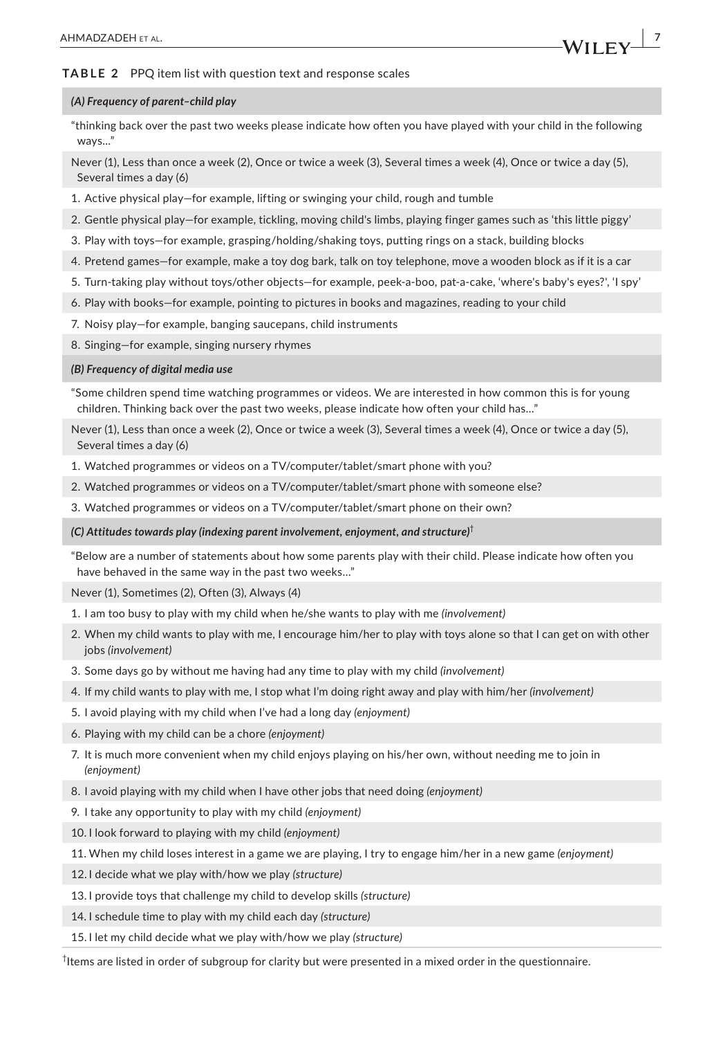**TABLE 2** PPQ item list with question text and response scales

| ***(A) Frequency of parent–child play*** |
| --- |
| "thinking back over the past two weeks please indicate how often you have played with your child in the following ways…" |
| Never (1), Less than once a week (2), Once or twice a week (3), Several times a week (4), Once or twice a day (5), Several times a day (6) |
| 1. Active physical play—for example, lifting or swinging your child, rough and tumble |
| 2. Gentle physical play—for example, tickling, moving child's limbs, playing finger games such as 'this little piggy' |
| 3. Play with toys—for example, grasping/holding/shaking toys, putting rings on a stack, building blocks |
| 4. Pretend games—for example, make a toy dog bark, talk on toy telephone, move a wooden block as if it is a car |
| 5. Turn-taking play without toys/other objects—for example, peek-a-boo, pat-a-cake, 'where's baby's eyes?', 'I spy' |
| 6. Play with books—for example, pointing to pictures in books and magazines, reading to your child |
| 7. Noisy play—for example, banging saucepans, child instruments |
| 8. Singing—for example, singing nursery rhymes |
| ***(B) Frequency of digital media use*** |
| "Some children spend time watching programmes or videos. We are interested in how common this is for young children. Thinking back over the past two weeks, please indicate how often your child has…" |
| Never (1), Less than once a week (2), Once or twice a week (3), Several times a week (4), Once or twice a day (5), Several times a day (6) |
| 1. Watched programmes or videos on a TV/computer/tablet/smart phone with you? |
| 2. Watched programmes or videos on a TV/computer/tablet/smart phone with someone else? |
| 3. Watched programmes or videos on a TV/computer/tablet/smart phone on their own? |
| ***(C) Attitudes towards play (indexing parent involvement, enjoyment, and structure)***[†] |
| "Below are a number of statements about how some parents play with their child. Please indicate how often you have behaved in the same way in the past two weeks…" |
| Never (1), Sometimes (2), Often (3), Always (4) |
| 1. I am too busy to play with my child when he/she wants to play with me *(involvement)* |
| 2. When my child wants to play with me, I encourage him/her to play with toys alone so that I can get on with other jobs *(involvement)* |
| 3. Some days go by without me having had any time to play with my child *(involvement)* |
| 4. If my child wants to play with me, I stop what I'm doing right away and play with him/her *(involvement)* |
| 5. I avoid playing with my child when I've had a long day *(enjoyment)* |
| 6. Playing with my child can be a chore *(enjoyment)* |
| 7. It is much more convenient when my child enjoys playing on his/her own, without needing me to join in *(enjoyment)* |
| 8. I avoid playing with my child when I have other jobs that need doing *(enjoyment)* |
| 9. I take any opportunity to play with my child *(enjoyment)* |
| 10. I look forward to playing with my child *(enjoyment)* |
| 11. When my child loses interest in a game we are playing, I try to engage him/her in a new game *(enjoyment)* |
| 12. I decide what we play with/how we play *(structure)* |
| 13. I provide toys that challenge my child to develop skills *(structure)* |
| 14. I schedule time to play with my child each day *(structure)* |
| 15. I let my child decide what we play with/how we play *(structure)* |

[†]Items are listed in order of subgroup for clarity but were presented in a mixed order in the questionnaire.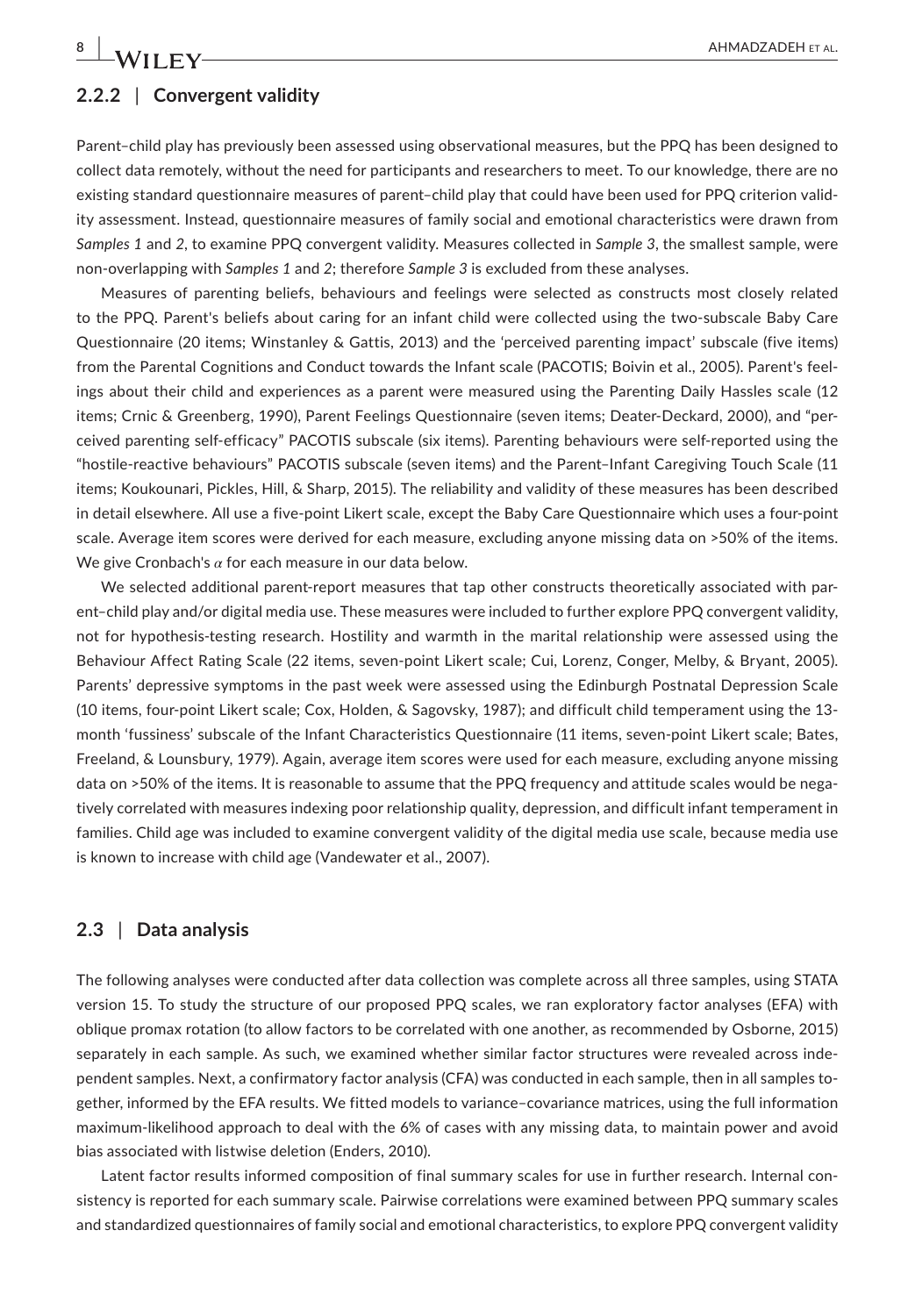### 2.2.2 | Convergent validity

Parent–child play has previously been assessed using observational measures, but the PPQ has been designed to collect data remotely, without the need for participants and researchers to meet. To our knowledge, there are no existing standard questionnaire measures of parent–child play that could have been used for PPQ criterion validity assessment. Instead, questionnaire measures of family social and emotional characteristics were drawn from *Samples 1* and *2*, to examine PPQ convergent validity. Measures collected in *Sample 3*, the smallest sample, were non-overlapping with *Samples 1* and *2*; therefore *Sample 3* is excluded from these analyses.

Measures of parenting beliefs, behaviours and feelings were selected as constructs most closely related to the PPQ. Parent's beliefs about caring for an infant child were collected using the two-subscale Baby Care Questionnaire (20 items; Winstanley & Gattis, 2013) and the 'perceived parenting impact' subscale (five items) from the Parental Cognitions and Conduct towards the Infant scale (PACOTIS; Boivin et al., 2005). Parent's feelings about their child and experiences as a parent were measured using the Parenting Daily Hassles scale (12 items; Crnic & Greenberg, 1990), Parent Feelings Questionnaire (seven items; Deater-Deckard, 2000), and "perceived parenting self-efficacy" PACOTIS subscale (six items). Parenting behaviours were self-reported using the "hostile-reactive behaviours" PACOTIS subscale (seven items) and the Parent–Infant Caregiving Touch Scale (11 items; Koukounari, Pickles, Hill, & Sharp, 2015). The reliability and validity of these measures has been described in detail elsewhere. All use a five-point Likert scale, except the Baby Care Questionnaire which uses a four-point scale. Average item scores were derived for each measure, excluding anyone missing data on >50% of the items. We give Cronbach's $\alpha$ for each measure in our data below.

We selected additional parent-report measures that tap other constructs theoretically associated with parent–child play and/or digital media use. These measures were included to further explore PPQ convergent validity, not for hypothesis-testing research. Hostility and warmth in the marital relationship were assessed using the Behaviour Affect Rating Scale (22 items, seven-point Likert scale; Cui, Lorenz, Conger, Melby, & Bryant, 2005). Parents' depressive symptoms in the past week were assessed using the Edinburgh Postnatal Depression Scale (10 items, four-point Likert scale; Cox, Holden, & Sagovsky, 1987); and difficult child temperament using the 13-month 'fussiness' subscale of the Infant Characteristics Questionnaire (11 items, seven-point Likert scale; Bates, Freeland, & Lounsbury, 1979). Again, average item scores were used for each measure, excluding anyone missing data on >50% of the items. It is reasonable to assume that the PPQ frequency and attitude scales would be negatively correlated with measures indexing poor relationship quality, depression, and difficult infant temperament in families. Child age was included to examine convergent validity of the digital media use scale, because media use is known to increase with child age (Vandewater et al., 2007).

## 2.3 | Data analysis

The following analyses were conducted after data collection was complete across all three samples, using STATA version 15. To study the structure of our proposed PPQ scales, we ran exploratory factor analyses (EFA) with oblique promax rotation (to allow factors to be correlated with one another, as recommended by Osborne, 2015) separately in each sample. As such, we examined whether similar factor structures were revealed across independent samples. Next, a confirmatory factor analysis (CFA) was conducted in each sample, then in all samples together, informed by the EFA results. We fitted models to variance–covariance matrices, using the full information maximum-likelihood approach to deal with the 6% of cases with any missing data, to maintain power and avoid bias associated with listwise deletion (Enders, 2010).

Latent factor results informed composition of final summary scales for use in further research. Internal consistency is reported for each summary scale. Pairwise correlations were examined between PPQ summary scales and standardized questionnaires of family social and emotional characteristics, to explore PPQ convergent validity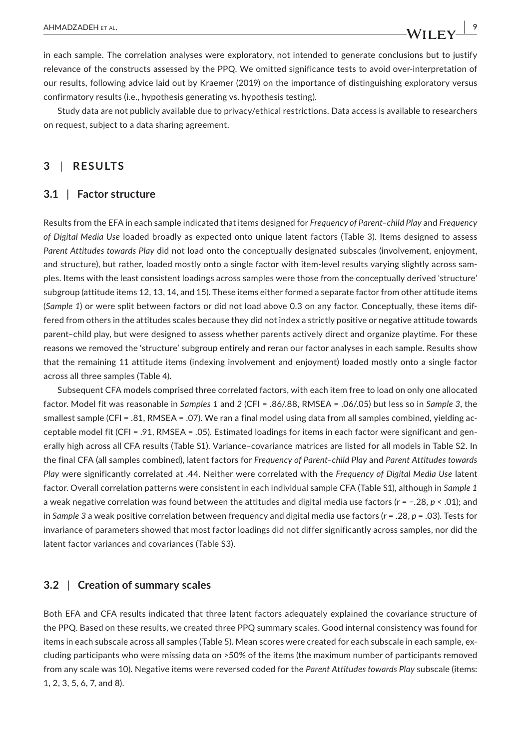in each sample. The correlation analyses were exploratory, not intended to generate conclusions but to justify relevance of the constructs assessed by the PPQ. We omitted significance tests to avoid over-interpretation of our results, following advice laid out by Kraemer (2019) on the importance of distinguishing exploratory versus confirmatory results (i.e., hypothesis generating vs. hypothesis testing).

Study data are not publicly available due to privacy/ethical restrictions. Data access is available to researchers on request, subject to a data sharing agreement.

## 3 | RESULTS

### 3.1 | Factor structure

Results from the EFA in each sample indicated that items designed for *Frequency of Parent–child Play* and *Frequency of Digital Media Use* loaded broadly as expected onto unique latent factors (Table 3). Items designed to assess *Parent Attitudes towards Play* did not load onto the conceptually designated subscales (involvement, enjoyment, and structure), but rather, loaded mostly onto a single factor with item-level results varying slightly across samples. Items with the least consistent loadings across samples were those from the conceptually derived 'structure' subgroup (attitude items 12, 13, 14, and 15). These items either formed a separate factor from other attitude items (*Sample 1*) or were split between factors or did not load above 0.3 on any factor. Conceptually, these items differed from others in the attitudes scales because they did not index a strictly positive or negative attitude towards parent–child play, but were designed to assess whether parents actively direct and organize playtime. For these reasons we removed the 'structure' subgroup entirely and reran our factor analyses in each sample. Results show that the remaining 11 attitude items (indexing involvement and enjoyment) loaded mostly onto a single factor across all three samples (Table 4).

Subsequent CFA models comprised three correlated factors, with each item free to load on only one allocated factor. Model fit was reasonable in *Samples 1* and *2* (CFI = .86/.88, RMSEA = .06/.05) but less so in *Sample 3*, the smallest sample (CFI = .81, RMSEA = .07). We ran a final model using data from all samples combined, yielding acceptable model fit (CFI = .91, RMSEA = .05). Estimated loadings for items in each factor were significant and generally high across all CFA results (Table S1). Variance–covariance matrices are listed for all models in Table S2. In the final CFA (all samples combined), latent factors for *Frequency of Parent–child Play* and *Parent Attitudes towards Play* were significantly correlated at .44. Neither were correlated with the *Frequency of Digital Media Use* latent factor. Overall correlation patterns were consistent in each individual sample CFA (Table S1), although in *Sample 1* a weak negative correlation was found between the attitudes and digital media use factors ($r = -.28$, $p < .01$); and in *Sample 3* a weak positive correlation between frequency and digital media use factors ($r = .28$, $p = .03$). Tests for invariance of parameters showed that most factor loadings did not differ significantly across samples, nor did the latent factor variances and covariances (Table S3).

### 3.2 | Creation of summary scales

Both EFA and CFA results indicated that three latent factors adequately explained the covariance structure of the PPQ. Based on these results, we created three PPQ summary scales. Good internal consistency was found for items in each subscale across all samples (Table 5). Mean scores were created for each subscale in each sample, excluding participants who were missing data on >50% of the items (the maximum number of participants removed from any scale was 10). Negative items were reversed coded for the *Parent Attitudes towards Play* subscale (items: 1, 2, 3, 5, 6, 7, and 8).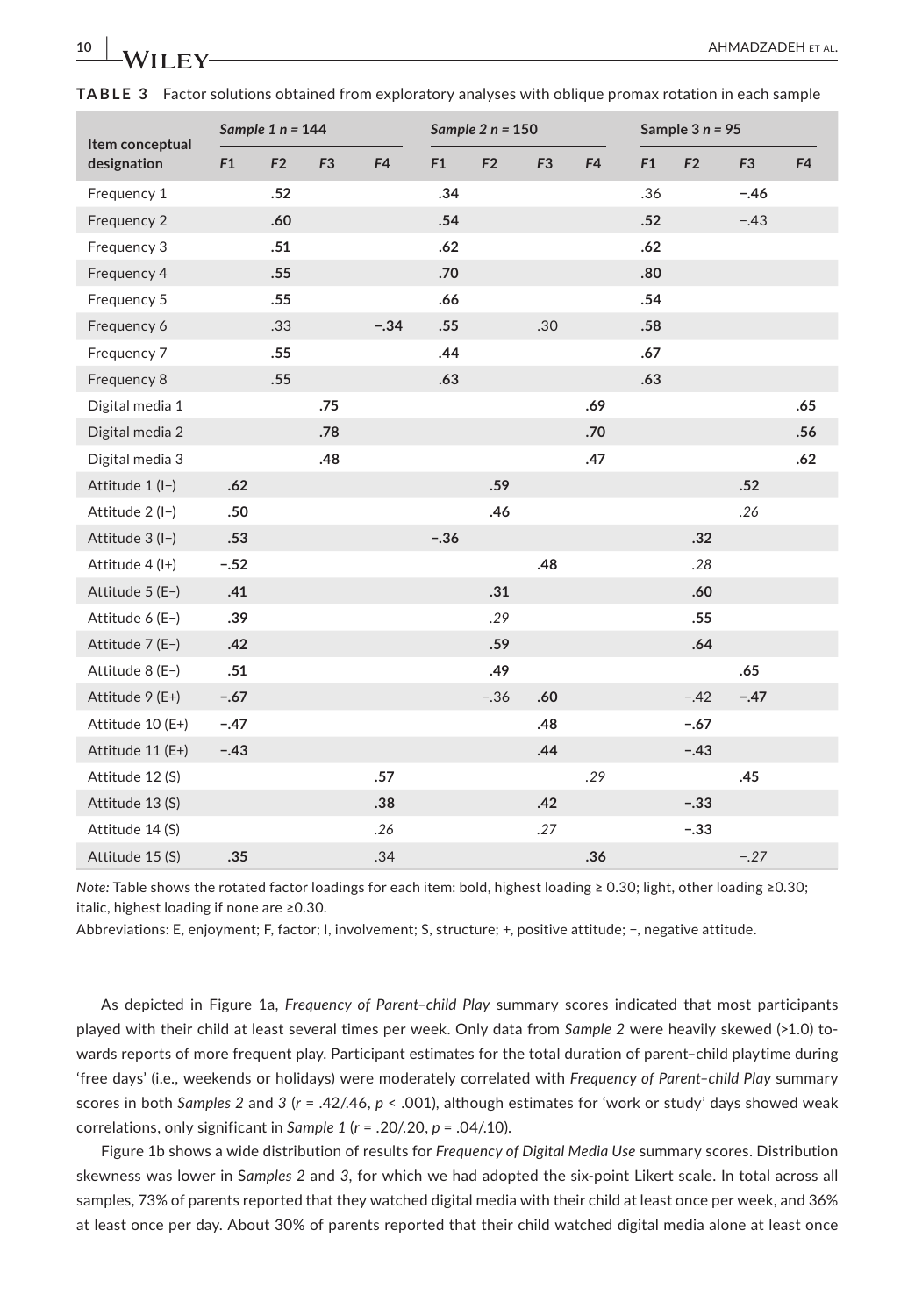**TABLE 3** Factor solutions obtained from exploratory analyses with oblique promax rotation in each sample

| Item conceptual designation | *Sample 1 n* = 144 | | | | *Sample 2 n* = 150 | | | | Sample 3 *n* = 95 | | | |
|---|---|---|---|---|---|---|---|---|---|---|---|---|
| | *F1* | *F2* | *F3* | *F4* | *F1* | *F2* | *F3* | *F4* | *F1* | *F2* | *F3* | *F4* |
| Frequency 1 | | **.52** | | | **.34** | | | | .36 | | **−.46** | |
| Frequency 2 | | **.60** | | | **.54** | | | | **.52** | | −.43 | |
| Frequency 3 | | **.51** | | | **.62** | | | | **.62** | | | |
| Frequency 4 | | **.55** | | | **.70** | | | | **.80** | | | |
| Frequency 5 | | **.55** | | | **.66** | | | | **.54** | | | |
| Frequency 6 | | .33 | | **−.34** | **.55** | | .30 | | **.58** | | | |
| Frequency 7 | | **.55** | | | **.44** | | | | **.67** | | | |
| Frequency 8 | | **.55** | | | **.63** | | | | **.63** | | | |
| Digital media 1 | | | **.75** | | | | | **.69** | | | | **.65** |
| Digital media 2 | | | **.78** | | | | | **.70** | | | | **.56** |
| Digital media 3 | | | **.48** | | | | | **.47** | | | | **.62** |
| Attitude 1 (I−) | **.62** | | | | | **.59** | | | | | **.52** | |
| Attitude 2 (I−) | **.50** | | | | | **.46** | | | | | *.26* | |
| Attitude 3 (I−) | **.53** | | | | **−.36** | | | | | **.32** | | |
| Attitude 4 (I+) | **−.52** | | | | | | **.48** | | | *.28* | | |
| Attitude 5 (E−) | **.41** | | | | | **.31** | | | | **.60** | | |
| Attitude 6 (E−) | **.39** | | | | | *.29* | | | | **.55** | | |
| Attitude 7 (E−) | **.42** | | | | | **.59** | | | | **.64** | | |
| Attitude 8 (E−) | **.51** | | | | | **.49** | | | | | **.65** | |
| Attitude 9 (E+) | **−.67** | | | | | −.36 | **.60** | | | −.42 | **−.47** | |
| Attitude 10 (E+) | **−.47** | | | | | | **.48** | | | **−.67** | | |
| Attitude 11 (E+) | **−.43** | | | | | | **.44** | | | **−.43** | | |
| Attitude 12 (S) | | | | **.57** | | | | *.29* | | | **.45** | |
| Attitude 13 (S) | | | | **.38** | | | **.42** | | | **−.33** | | |
| Attitude 14 (S) | | | | *.26* | | | *.27* | | | **−.33** | | |
| Attitude 15 (S) | **.35** | | | .34 | | | | **.36** | | | *−.27* | |

*Note:* Table shows the rotated factor loadings for each item: bold, highest loading ≥ 0.30; light, other loading ≥0.30; italic, highest loading if none are ≥0.30.

Abbreviations: E, enjoyment; F, factor; I, involvement; S, structure; +, positive attitude; −, negative attitude.

As depicted in Figure 1a, *Frequency of Parent–child Play* summary scores indicated that most participants played with their child at least several times per week. Only data from *Sample 2* were heavily skewed (>1.0) towards reports of more frequent play. Participant estimates for the total duration of parent–child playtime during 'free days' (i.e., weekends or holidays) were moderately correlated with *Frequency of Parent–child Play* summary scores in both *Samples 2* and *3* ($r$ = .42/.46, $p$ < .001), although estimates for 'work or study' days showed weak correlations, only significant in *Sample 1* ($r$ = .20/.20, $p$ = .04/.10).

Figure 1b shows a wide distribution of results for *Frequency of Digital Media Use* summary scores. Distribution skewness was lower in S*amples 2* and *3*, for which we had adopted the six-point Likert scale. In total across all samples, 73% of parents reported that they watched digital media with their child at least once per week, and 36% at least once per day. About 30% of parents reported that their child watched digital media alone at least once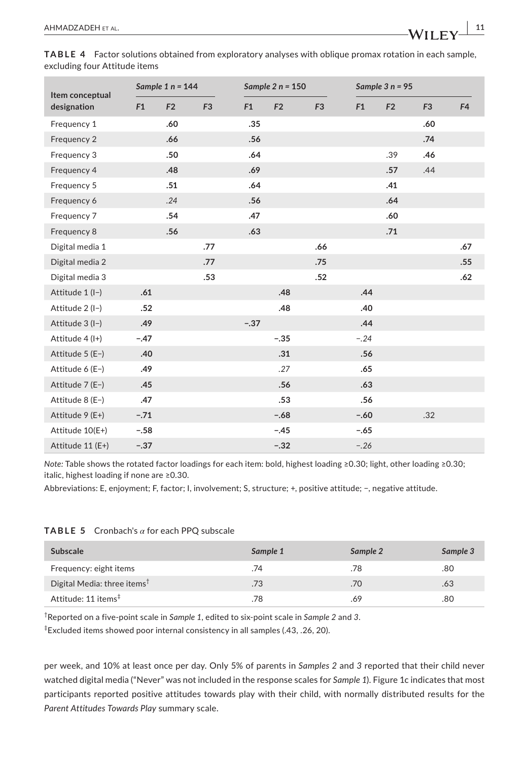**TABLE 4** Factor solutions obtained from exploratory analyses with oblique promax rotation in each sample, excluding four Attitude items

| Item conceptual designation | *Sample 1 n = 144* | | | *Sample 2 n = 150* | | | *Sample 3 n = 95* | | | |
|---|---|---|---|---|---|---|---|---|---|---|
| | *F1* | *F2* | *F3* | *F1* | *F2* | *F3* | *F1* | *F2* | *F3* | *F4* |
| Frequency 1 | | **.60** | | **.35** | | | | | **.60** | |
| Frequency 2 | | **.66** | | **.56** | | | | | **.74** | |
| Frequency 3 | | **.50** | | **.64** | | | | .39 | **.46** | |
| Frequency 4 | | **.48** | | **.69** | | | | **.57** | .44 | |
| Frequency 5 | | **.51** | | **.64** | | | | **.41** | | |
| Frequency 6 | | *.24* | | **.56** | | | | **.64** | | |
| Frequency 7 | | **.54** | | **.47** | | | | **.60** | | |
| Frequency 8 | | **.56** | | **.63** | | | | **.71** | | |
| Digital media 1 | | | **.77** | | | **.66** | | | | **.67** |
| Digital media 2 | | | **.77** | | | **.75** | | | | **.55** |
| Digital media 3 | | | **.53** | | | **.52** | | | | **.62** |
| Attitude 1 (I−) | **.61** | | | | **.48** | | **.44** | | | |
| Attitude 2 (I−) | **.52** | | | | **.48** | | **.40** | | | |
| Attitude 3 (I−) | **.49** | | | **−.37** | | | **.44** | | | |
| Attitude 4 (I+) | **−.47** | | | | **−.35** | | *−.24* | | | |
| Attitude 5 (E−) | **.40** | | | | **.31** | | **.56** | | | |
| Attitude 6 (E−) | **.49** | | | | *.27* | | **.65** | | | |
| Attitude 7 (E−) | **.45** | | | | **.56** | | **.63** | | | |
| Attitude 8 (E−) | **.47** | | | | **.53** | | **.56** | | | |
| Attitude 9 (E+) | **−.71** | | | | **−.68** | | **−.60** | | .32 | |
| Attitude 10(E+) | **−.58** | | | | **−.45** | | **−.65** | | | |
| Attitude 11 (E+) | **−.37** | | | | **−.32** | | *−.26* | | | |

*Note:* Table shows the rotated factor loadings for each item: bold, highest loading ≥0.30; light, other loading ≥0.30; italic, highest loading if none are ≥0.30.

Abbreviations: E, enjoyment; F, factor; I, involvement; S, structure; +, positive attitude; −, negative attitude.

**TABLE 5** Cronbach's $\alpha$ for each PPQ subscale

| Subscale | *Sample 1* | *Sample 2* | *Sample 3* |
|---|---|---|---|
| Frequency: eight items | .74 | .78 | .80 |
| Digital Media: three items[†] | .73 | .70 | .63 |
| Attitude: 11 items[‡] | .78 | .69 | .80 |

[†]Reported on a five-point scale in *Sample 1*, edited to six-point scale in *Sample 2* and *3*.

[‡]Excluded items showed poor internal consistency in all samples (.43, .26, 20).

per week, and 10% at least once per day. Only 5% of parents in *Samples 2* and *3* reported that their child never watched digital media ("Never" was not included in the response scales for *Sample 1*). Figure 1c indicates that most participants reported positive attitudes towards play with their child, with normally distributed results for the *Parent Attitudes Towards Play* summary scale.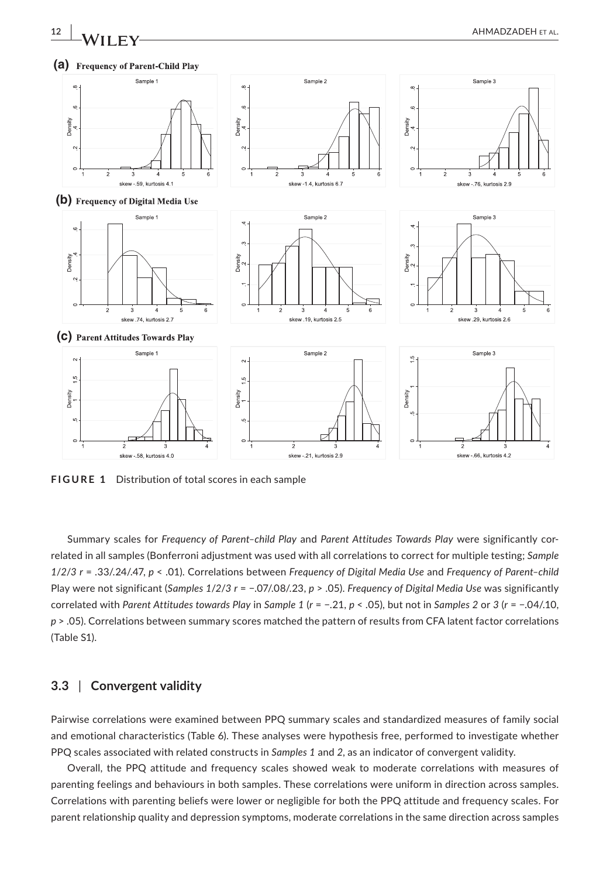**(a) Frequency of Parent-Child Play**

Sample 1 — skew -.59, kurtosis 4.1

Sample 2 — skew -1.4, kurtosis 6.7

Sample 3 — skew -.76, kurtosis 2.9

**(b) Frequency of Digital Media Use**

Sample 1 — skew .74, kurtosis 2.7

Sample 2 — skew .19, kurtosis 2.5

Sample 3 — skew .29, kurtosis 2.6

**(c) Parent Attitudes Towards Play**

Sample 1 — skew -.58, kurtosis 4.0

Sample 2 — skew -.21, kurtosis 2.9

Sample 3 — skew -.66, kurtosis 4.2

**FIGURE 1** Distribution of total scores in each sample

Summary scales for *Frequency of Parent–child Play* and *Parent Attitudes Towards Play* were significantly correlated in all samples (Bonferroni adjustment was used with all correlations to correct for multiple testing; *Sample 1/2/3* $r$ = .33/.24/.47, $p$ < .01). Correlations between *Frequency of Digital Media Use* and *Frequency of Parent–child* Play were not significant (*Samples 1/2/3* $r$ = −.07/.08/.23, $p$ > .05). *Frequency of Digital Media Use* was significantly correlated with *Parent Attitudes towards Play* in *Sample 1* ($r$ = −.21, $p$ < .05), but not in *Samples 2* or *3* ($r$ = −.04/.10, $p$ > .05). Correlations between summary scores matched the pattern of results from CFA latent factor correlations (Table S1).

### 3.3 | Convergent validity

Pairwise correlations were examined between PPQ summary scales and standardized measures of family social and emotional characteristics (Table 6). These analyses were hypothesis free, performed to investigate whether PPQ scales associated with related constructs in *Samples 1* and *2*, as an indicator of convergent validity.

Overall, the PPQ attitude and frequency scales showed weak to moderate correlations with measures of parenting feelings and behaviours in both samples. These correlations were uniform in direction across samples. Correlations with parenting beliefs were lower or negligible for both the PPQ attitude and frequency scales. For parent relationship quality and depression symptoms, moderate correlations in the same direction across samples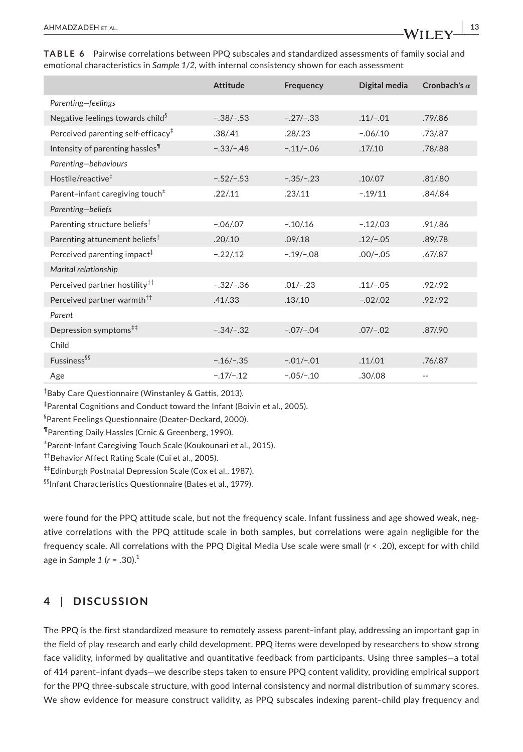**TABLE 6** Pairwise correlations between PPQ subscales and standardized assessments of family social and emotional characteristics in *Sample 1/2*, with internal consistency shown for each assessment

| | Attitude | Frequency | Digital media | Cronbach's $\alpha$ |
|---|---|---|---|---|
| *Parenting—feelings* | | | | |
| Negative feelings towards child[§] | −.38/−.53 | −.27/−.33 | .11/−.01 | .79/.86 |
| Perceived parenting self-efficacy[‡] | .38/.41 | .28/.23 | −.06/.10 | .73/.87 |
| Intensity of parenting hassles[¶] | −.33/−.48 | −.11/−.06 | .17/.10 | .78/.88 |
| *Parenting—behaviours* | | | | |
| Hostile/reactive[‡] | −.52/−.53 | −.35/−.23 | .10/.07 | .81/.80 |
| Parent–infant caregiving touch[±] | .22/.11 | .23/.11 | −.19/11 | .84/.84 |
| *Parenting—beliefs* | | | | |
| Parenting structure beliefs[†] | −.06/.07 | −.10/.16 | −.12/.03 | .91/.86 |
| Parenting attunement beliefs[†] | .20/.10 | .09/.18 | .12/−.05 | .89/.78 |
| Perceived parenting impact[‡] | −.22/.12 | −.19/−.08 | .00/−.05 | .67/.87 |
| *Marital relationship* | | | | |
| Perceived partner hostility[††] | −.32/−.36 | .01/−.23 | .11/−.05 | .92/.92 |
| Perceived partner warmth[††] | .41/.33 | .13/.10 | −.02/.02 | .92/.92 |
| *Parent* | | | | |
| Depression symptoms[‡‡] | −.34/−.32 | −.07/−.04 | .07/−.02 | .87/.90 |
| Child | | | | |
| Fussiness[§§] | −.16/−.35 | −.01/−.01 | .11/.01 | .76/.87 |
| Age | −.17/−.12 | −.05/−.10 | .30/.08 | -- |

[†]Baby Care Questionnaire (Winstanley & Gattis, 2013).

[‡]Parental Cognitions and Conduct toward the Infant (Boivin et al., 2005).

[§]Parent Feelings Questionnaire (Deater-Deckard, 2000).

[¶]Parenting Daily Hassles (Crnic & Greenberg, 1990).

[±]Parent-Infant Caregiving Touch Scale (Koukounari et al., 2015).

[††]Behavior Affect Rating Scale (Cui et al., 2005).

[‡‡]Edinburgh Postnatal Depression Scale (Cox et al., 1987).

[§§]Infant Characteristics Questionnaire (Bates et al., 1979).

were found for the PPQ attitude scale, but not the frequency scale. Infant fussiness and age showed weak, negative correlations with the PPQ attitude scale in both samples, but correlations were again negligible for the frequency scale. All correlations with the PPQ Digital Media Use scale were small ($r < .20$), except for with child age in *Sample 1* ($r = .30$).[1]

## 4 | DISCUSSION

The PPQ is the first standardized measure to remotely assess parent–infant play, addressing an important gap in the field of play research and early child development. PPQ items were developed by researchers to show strong face validity, informed by qualitative and quantitative feedback from participants. Using three samples—a total of 414 parent–infant dyads—we describe steps taken to ensure PPQ content validity, providing empirical support for the PPQ three-subscale structure, with good internal consistency and normal distribution of summary scores. We show evidence for measure construct validity, as PPQ subscales indexing parent–child play frequency and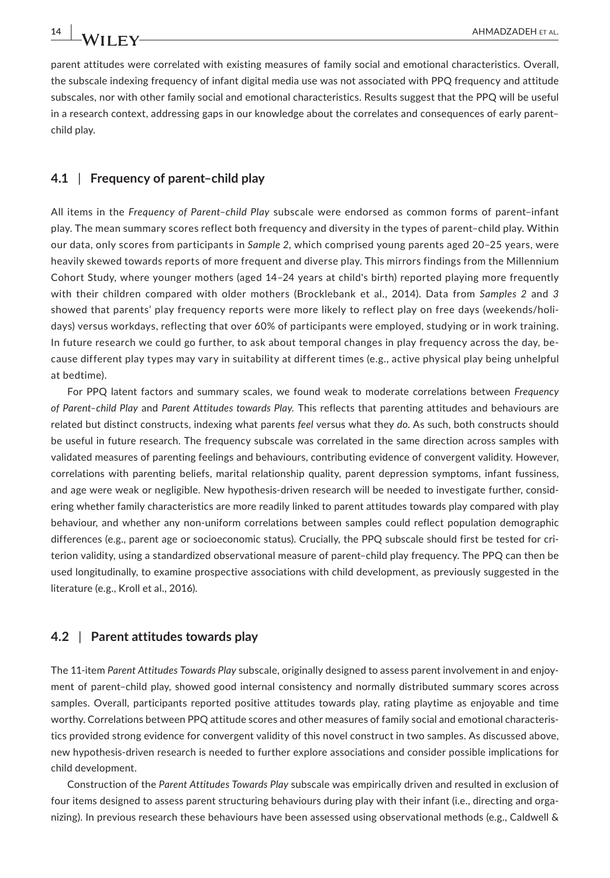parent attitudes were correlated with existing measures of family social and emotional characteristics. Overall, the subscale indexing frequency of infant digital media use was not associated with PPQ frequency and attitude subscales, nor with other family social and emotional characteristics. Results suggest that the PPQ will be useful in a research context, addressing gaps in our knowledge about the correlates and consequences of early parent–child play.

### 4.1 | Frequency of parent–child play

All items in the *Frequency of Parent–child Play* subscale were endorsed as common forms of parent–infant play. The mean summary scores reflect both frequency and diversity in the types of parent–child play. Within our data, only scores from participants in *Sample 2*, which comprised young parents aged 20–25 years, were heavily skewed towards reports of more frequent and diverse play. This mirrors findings from the Millennium Cohort Study, where younger mothers (aged 14–24 years at child's birth) reported playing more frequently with their children compared with older mothers (Brocklebank et al., 2014). Data from *Samples 2* and *3* showed that parents' play frequency reports were more likely to reflect play on free days (weekends/holidays) versus workdays, reflecting that over 60% of participants were employed, studying or in work training. In future research we could go further, to ask about temporal changes in play frequency across the day, because different play types may vary in suitability at different times (e.g., active physical play being unhelpful at bedtime).

For PPQ latent factors and summary scales, we found weak to moderate correlations between *Frequency of Parent–child Play* and *Parent Attitudes towards Play.* This reflects that parenting attitudes and behaviours are related but distinct constructs, indexing what parents *feel* versus what they *do*. As such, both constructs should be useful in future research. The frequency subscale was correlated in the same direction across samples with validated measures of parenting feelings and behaviours, contributing evidence of convergent validity. However, correlations with parenting beliefs, marital relationship quality, parent depression symptoms, infant fussiness, and age were weak or negligible. New hypothesis-driven research will be needed to investigate further, considering whether family characteristics are more readily linked to parent attitudes towards play compared with play behaviour, and whether any non-uniform correlations between samples could reflect population demographic differences (e.g., parent age or socioeconomic status). Crucially, the PPQ subscale should first be tested for criterion validity, using a standardized observational measure of parent–child play frequency. The PPQ can then be used longitudinally, to examine prospective associations with child development, as previously suggested in the literature (e.g., Kroll et al., 2016).

### 4.2 | Parent attitudes towards play

The 11-item *Parent Attitudes Towards Play* subscale, originally designed to assess parent involvement in and enjoyment of parent–child play, showed good internal consistency and normally distributed summary scores across samples. Overall, participants reported positive attitudes towards play, rating playtime as enjoyable and time worthy. Correlations between PPQ attitude scores and other measures of family social and emotional characteristics provided strong evidence for convergent validity of this novel construct in two samples. As discussed above, new hypothesis-driven research is needed to further explore associations and consider possible implications for child development.

Construction of the *Parent Attitudes Towards Play* subscale was empirically driven and resulted in exclusion of four items designed to assess parent structuring behaviours during play with their infant (i.e., directing and organizing). In previous research these behaviours have been assessed using observational methods (e.g., Caldwell &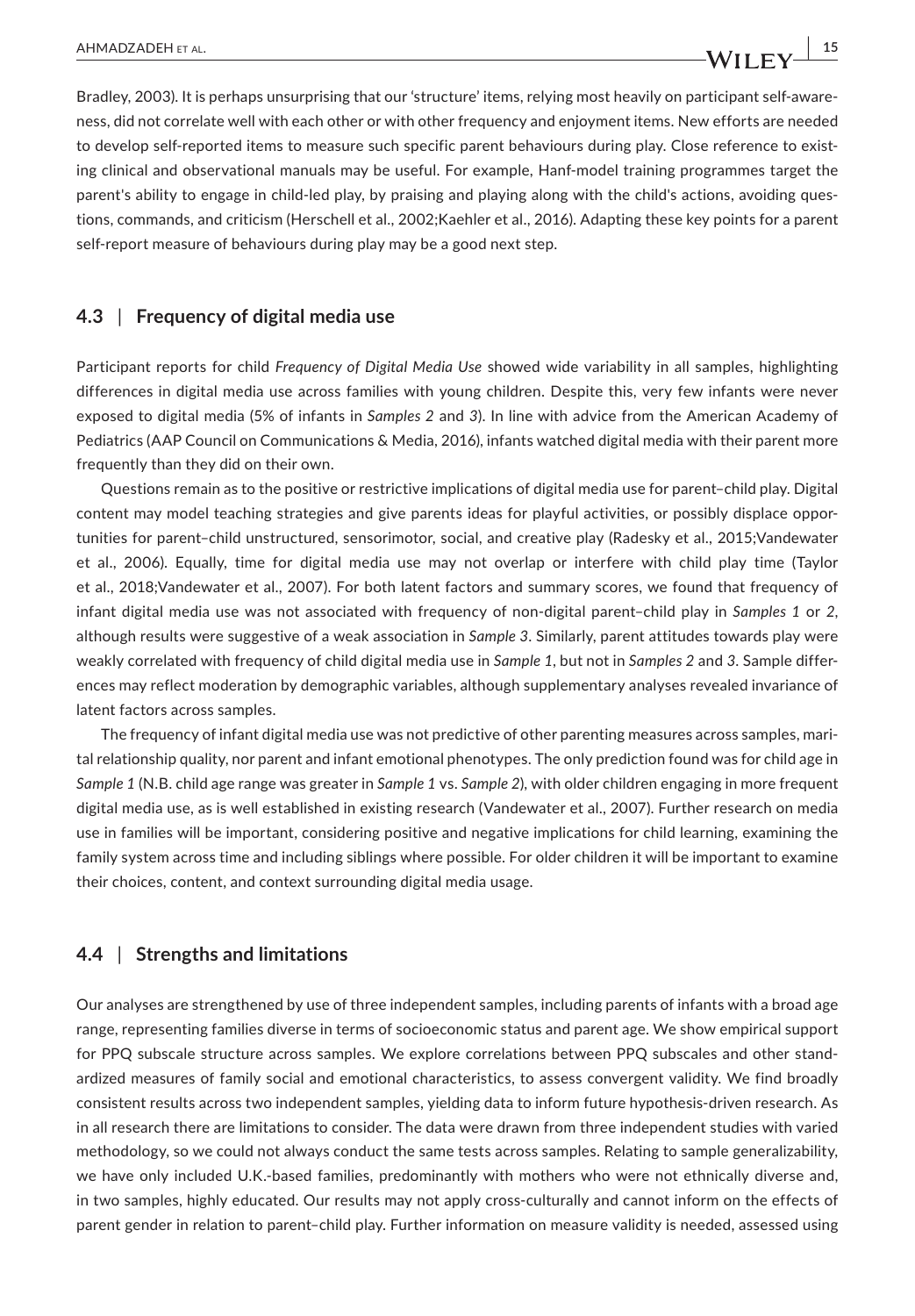Bradley, 2003). It is perhaps unsurprising that our 'structure' items, relying most heavily on participant self-awareness, did not correlate well with each other or with other frequency and enjoyment items. New efforts are needed to develop self-reported items to measure such specific parent behaviours during play. Close reference to existing clinical and observational manuals may be useful. For example, Hanf-model training programmes target the parent's ability to engage in child-led play, by praising and playing along with the child's actions, avoiding questions, commands, and criticism (Herschell et al., 2002;Kaehler et al., 2016). Adapting these key points for a parent self-report measure of behaviours during play may be a good next step.

### 4.3 | Frequency of digital media use

Participant reports for child *Frequency of Digital Media Use* showed wide variability in all samples, highlighting differences in digital media use across families with young children. Despite this, very few infants were never exposed to digital media (5% of infants in *Samples 2* and *3*). In line with advice from the American Academy of Pediatrics (AAP Council on Communications & Media, 2016), infants watched digital media with their parent more frequently than they did on their own.

Questions remain as to the positive or restrictive implications of digital media use for parent–child play. Digital content may model teaching strategies and give parents ideas for playful activities, or possibly displace opportunities for parent–child unstructured, sensorimotor, social, and creative play (Radesky et al., 2015;Vandewater et al., 2006). Equally, time for digital media use may not overlap or interfere with child play time (Taylor et al., 2018;Vandewater et al., 2007). For both latent factors and summary scores, we found that frequency of infant digital media use was not associated with frequency of non-digital parent–child play in *Samples 1* or *2*, although results were suggestive of a weak association in *Sample 3*. Similarly, parent attitudes towards play were weakly correlated with frequency of child digital media use in *Sample 1*, but not in *Samples 2* and *3*. Sample differences may reflect moderation by demographic variables, although supplementary analyses revealed invariance of latent factors across samples.

The frequency of infant digital media use was not predictive of other parenting measures across samples, marital relationship quality, nor parent and infant emotional phenotypes. The only prediction found was for child age in *Sample 1* (N.B. child age range was greater in *Sample 1* vs. *Sample 2*), with older children engaging in more frequent digital media use, as is well established in existing research (Vandewater et al., 2007). Further research on media use in families will be important, considering positive and negative implications for child learning, examining the family system across time and including siblings where possible. For older children it will be important to examine their choices, content, and context surrounding digital media usage.

### 4.4 | Strengths and limitations

Our analyses are strengthened by use of three independent samples, including parents of infants with a broad age range, representing families diverse in terms of socioeconomic status and parent age. We show empirical support for PPQ subscale structure across samples. We explore correlations between PPQ subscales and other standardized measures of family social and emotional characteristics, to assess convergent validity. We find broadly consistent results across two independent samples, yielding data to inform future hypothesis-driven research. As in all research there are limitations to consider. The data were drawn from three independent studies with varied methodology, so we could not always conduct the same tests across samples. Relating to sample generalizability, we have only included U.K.-based families, predominantly with mothers who were not ethnically diverse and, in two samples, highly educated. Our results may not apply cross-culturally and cannot inform on the effects of parent gender in relation to parent–child play. Further information on measure validity is needed, assessed using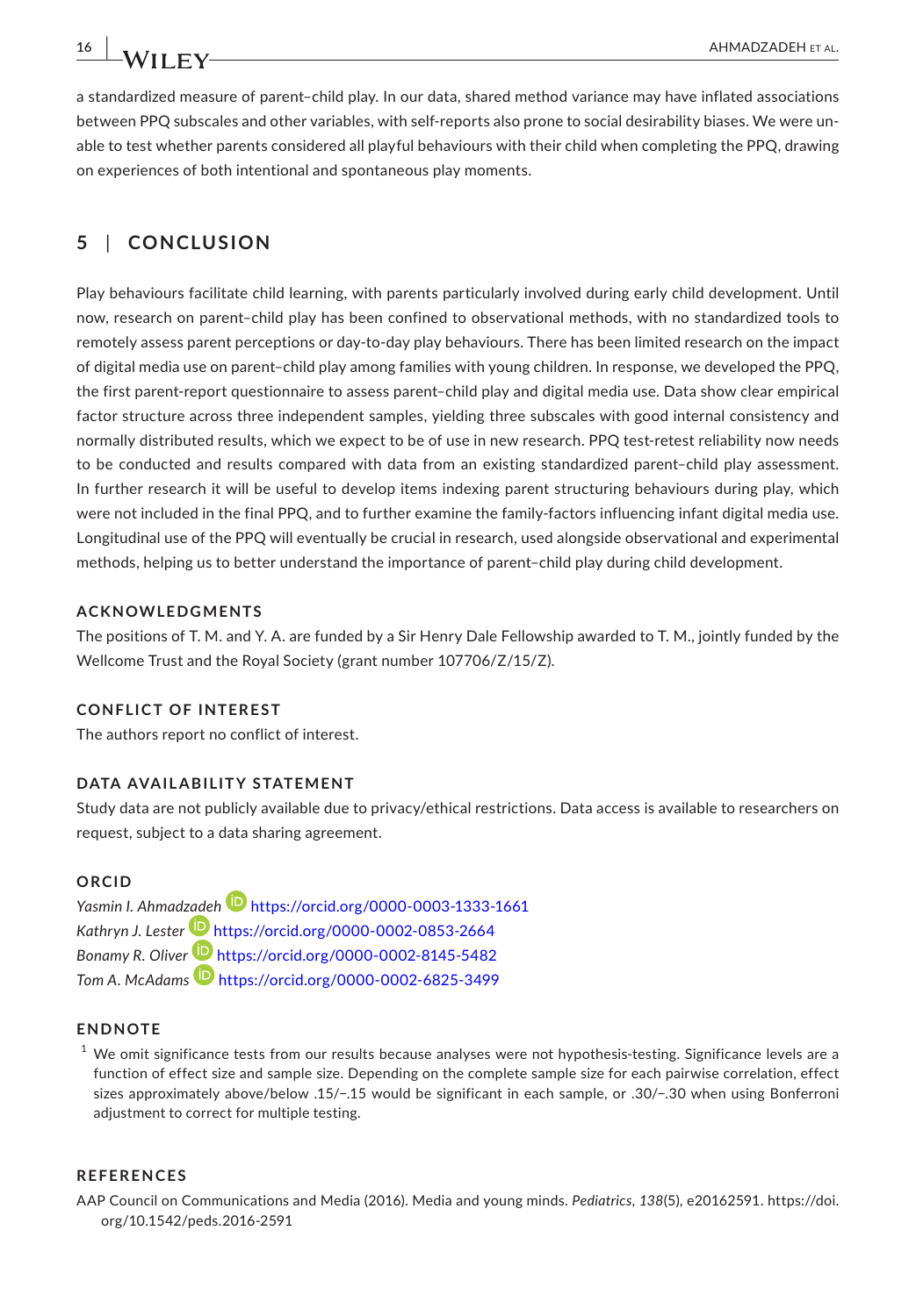a standardized measure of parent–child play. In our data, shared method variance may have inflated associations between PPQ subscales and other variables, with self-reports also prone to social desirability biases. We were unable to test whether parents considered all playful behaviours with their child when completing the PPQ, drawing on experiences of both intentional and spontaneous play moments.

## 5 | CONCLUSION

Play behaviours facilitate child learning, with parents particularly involved during early child development. Until now, research on parent–child play has been confined to observational methods, with no standardized tools to remotely assess parent perceptions or day-to-day play behaviours. There has been limited research on the impact of digital media use on parent–child play among families with young children. In response, we developed the PPQ, the first parent-report questionnaire to assess parent–child play and digital media use. Data show clear empirical factor structure across three independent samples, yielding three subscales with good internal consistency and normally distributed results, which we expect to be of use in new research. PPQ test-retest reliability now needs to be conducted and results compared with data from an existing standardized parent–child play assessment. In further research it will be useful to develop items indexing parent structuring behaviours during play, which were not included in the final PPQ, and to further examine the family-factors influencing infant digital media use. Longitudinal use of the PPQ will eventually be crucial in research, used alongside observational and experimental methods, helping us to better understand the importance of parent–child play during child development.

### ACKNOWLEDGMENTS

The positions of T. M. and Y. A. are funded by a Sir Henry Dale Fellowship awarded to T. M., jointly funded by the Wellcome Trust and the Royal Society (grant number 107706/Z/15/Z).

### CONFLICT OF INTEREST

The authors report no conflict of interest.

### DATA AVAILABILITY STATEMENT

Study data are not publicly available due to privacy/ethical restrictions. Data access is available to researchers on request, subject to a data sharing agreement.

### ORCID

*Yasmin I. Ahmadzadeh* https://orcid.org/0000-0003-1333-1661
*Kathryn J. Lester* https://orcid.org/0000-0002-0853-2664
*Bonamy R. Oliver* https://orcid.org/0000-0002-8145-5482
*Tom A. McAdams* https://orcid.org/0000-0002-6825-3499

### ENDNOTE

[1] We omit significance tests from our results because analyses were not hypothesis-testing. Significance levels are a function of effect size and sample size. Depending on the complete sample size for each pairwise correlation, effect sizes approximately above/below .15/−.15 would be significant in each sample, or .30/−.30 when using Bonferroni adjustment to correct for multiple testing.

### REFERENCES

AAP Council on Communications and Media (2016). Media and young minds. *Pediatrics*, *138*(5), e20162591. https://doi.org/10.1542/peds.2016-2591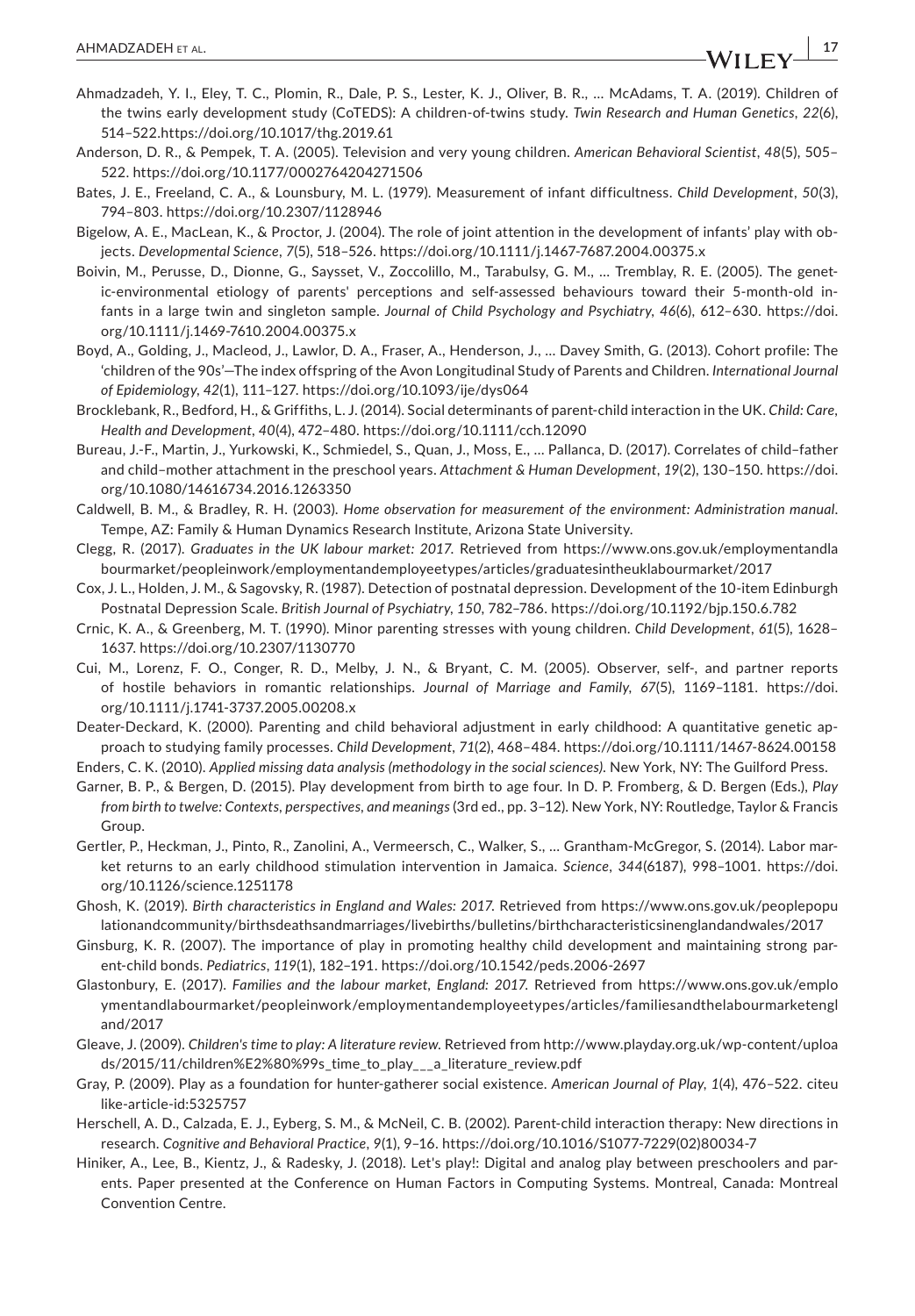Ahmadzadeh, Y. I., Eley, T. C., Plomin, R., Dale, P. S., Lester, K. J., Oliver, B. R., … McAdams, T. A. (2019). Children of the twins early development study (CoTEDS): A children-of-twins study. *Twin Research and Human Genetics*, *22*(6), 514–522.https://doi.org/10.1017/thg.2019.61

Anderson, D. R., & Pempek, T. A. (2005). Television and very young children. *American Behavioral Scientist*, *48*(5), 505–522. https://doi.org/10.1177/0002764204271506

Bates, J. E., Freeland, C. A., & Lounsbury, M. L. (1979). Measurement of infant difficultness. *Child Development*, *50*(3), 794–803. https://doi.org/10.2307/1128946

Bigelow, A. E., MacLean, K., & Proctor, J. (2004). The role of joint attention in the development of infants' play with objects. *Developmental Science*, *7*(5), 518–526. https://doi.org/10.1111/j.1467-7687.2004.00375.x

Boivin, M., Perusse, D., Dionne, G., Saysset, V., Zoccolillo, M., Tarabulsy, G. M., … Tremblay, R. E. (2005). The genetic-environmental etiology of parents' perceptions and self-assessed behaviours toward their 5-month-old infants in a large twin and singleton sample. *Journal of Child Psychology and Psychiatry*, *46*(6), 612–630. https://doi.org/10.1111/j.1469-7610.2004.00375.x

Boyd, A., Golding, J., Macleod, J., Lawlor, D. A., Fraser, A., Henderson, J., … Davey Smith, G. (2013). Cohort profile: The 'children of the 90s'—The index offspring of the Avon Longitudinal Study of Parents and Children. *International Journal of Epidemiology*, *42*(1), 111–127. https://doi.org/10.1093/ije/dys064

Brocklebank, R., Bedford, H., & Griffiths, L. J. (2014). Social determinants of parent-child interaction in the UK. *Child: Care, Health and Development*, *40*(4), 472–480. https://doi.org/10.1111/cch.12090

Bureau, J.-F., Martin, J., Yurkowski, K., Schmiedel, S., Quan, J., Moss, E., … Pallanca, D. (2017). Correlates of child–father and child–mother attachment in the preschool years. *Attachment & Human Development*, *19*(2), 130–150. https://doi.org/10.1080/14616734.2016.1263350

Caldwell, B. M., & Bradley, R. H. (2003). *Home observation for measurement of the environment: Administration manual*. Tempe, AZ: Family & Human Dynamics Research Institute, Arizona State University.

Clegg, R. (2017). *Graduates in the UK labour market: 2017*. Retrieved from https://www.ons.gov.uk/employmentandlabourmarket/peopleinwork/employmentandemployeetypes/articles/graduatesintheuklabourmarket/2017

Cox, J. L., Holden, J. M., & Sagovsky, R. (1987). Detection of postnatal depression. Development of the 10-item Edinburgh Postnatal Depression Scale. *British Journal of Psychiatry*, *150*, 782–786. https://doi.org/10.1192/bjp.150.6.782

Crnic, K. A., & Greenberg, M. T. (1990). Minor parenting stresses with young children. *Child Development*, *61*(5), 1628–1637. https://doi.org/10.2307/1130770

Cui, M., Lorenz, F. O., Conger, R. D., Melby, J. N., & Bryant, C. M. (2005). Observer, self-, and partner reports of hostile behaviors in romantic relationships. *Journal of Marriage and Family*, *67*(5), 1169–1181. https://doi.org/10.1111/j.1741-3737.2005.00208.x

Deater-Deckard, K. (2000). Parenting and child behavioral adjustment in early childhood: A quantitative genetic approach to studying family processes. *Child Development*, *71*(2), 468–484. https://doi.org/10.1111/1467-8624.00158

Enders, C. K. (2010). *Applied missing data analysis (methodology in the social sciences)*. New York, NY: The Guilford Press.

Garner, B. P., & Bergen, D. (2015). Play development from birth to age four. In D. P. Fromberg, & D. Bergen (Eds.), *Play from birth to twelve: Contexts, perspectives, and meanings* (3rd ed., pp. 3–12). New York, NY: Routledge, Taylor & Francis Group.

Gertler, P., Heckman, J., Pinto, R., Zanolini, A., Vermeersch, C., Walker, S., … Grantham-McGregor, S. (2014). Labor market returns to an early childhood stimulation intervention in Jamaica. *Science*, *344*(6187), 998–1001. https://doi.org/10.1126/science.1251178

Ghosh, K. (2019). *Birth characteristics in England and Wales: 2017*. Retrieved from https://www.ons.gov.uk/peoplepopulationandcommunity/birthsdeathsandmarriages/livebirths/bulletins/birthcharacteristicsinenglandandwales/2017

Ginsburg, K. R. (2007). The importance of play in promoting healthy child development and maintaining strong parent-child bonds. *Pediatrics*, *119*(1), 182–191. https://doi.org/10.1542/peds.2006-2697

Glastonbury, E. (2017). *Families and the labour market, England: 2017*. Retrieved from https://www.ons.gov.uk/employmentandlabourmarket/peopleinwork/employmentandemployeetypes/articles/familiesandthelabourmarketengland/2017

Gleave, J. (2009). *Children's time to play: A literature review*. Retrieved from http://www.playday.org.uk/wp-content/uploads/2015/11/children%E2%80%99s_time_to_play___a_literature_review.pdf

Gray, P. (2009). Play as a foundation for hunter-gatherer social existence. *American Journal of Play*, *1*(4), 476–522. citeulike-article-id:5325757

Herschell, A. D., Calzada, E. J., Eyberg, S. M., & McNeil, C. B. (2002). Parent-child interaction therapy: New directions in research. *Cognitive and Behavioral Practice*, *9*(1), 9–16. https://doi.org/10.1016/S1077-7229(02)80034-7

Hiniker, A., Lee, B., Kientz, J., & Radesky, J. (2018). Let's play!: Digital and analog play between preschoolers and parents. Paper presented at the Conference on Human Factors in Computing Systems. Montreal, Canada: Montreal Convention Centre.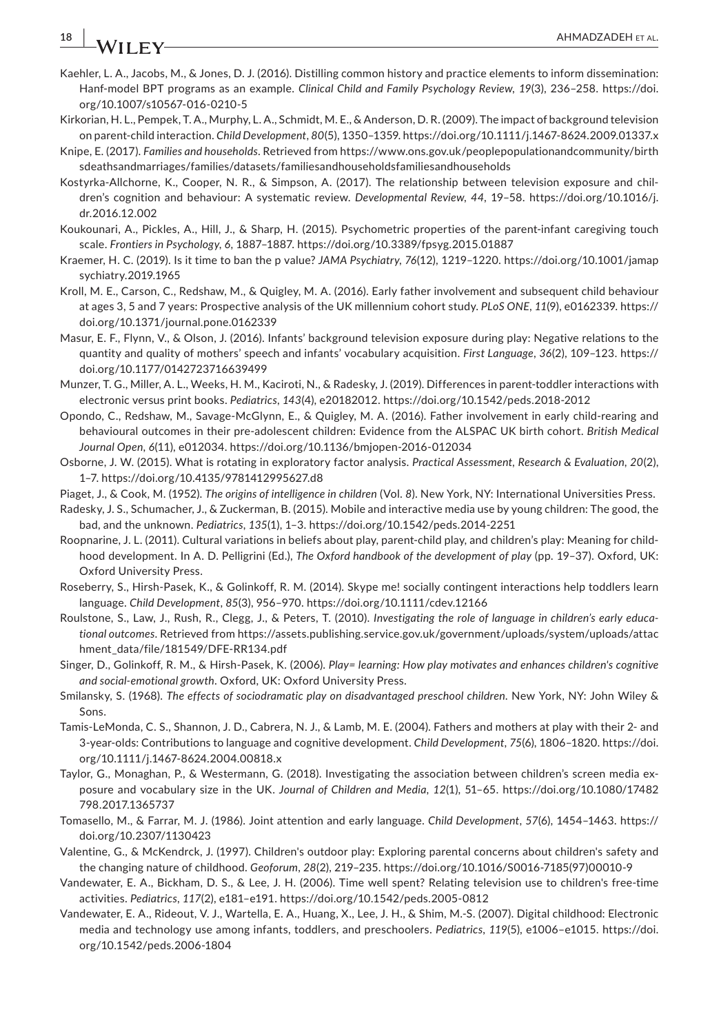Kaehler, L. A., Jacobs, M., & Jones, D. J. (2016). Distilling common history and practice elements to inform dissemination: Hanf-model BPT programs as an example. *Clinical Child and Family Psychology Review*, *19*(3), 236–258. https://doi.org/10.1007/s10567-016-0210-5

Kirkorian, H. L., Pempek, T. A., Murphy, L. A., Schmidt, M. E., & Anderson, D. R. (2009). The impact of background television on parent-child interaction. *Child Development*, *80*(5), 1350–1359. https://doi.org/10.1111/j.1467-8624.2009.01337.x

Knipe, E. (2017). *Families and households*. Retrieved from https://www.ons.gov.uk/peoplepopulationandcommunity/birthsdeathsandmarriages/families/datasets/familiesandhouseholdsfamiliesandhouseholds

Kostyrka-Allchorne, K., Cooper, N. R., & Simpson, A. (2017). The relationship between television exposure and children's cognition and behaviour: A systematic review. *Developmental Review*, *44*, 19–58. https://doi.org/10.1016/j.dr.2016.12.002

Koukounari, A., Pickles, A., Hill, J., & Sharp, H. (2015). Psychometric properties of the parent-infant caregiving touch scale. *Frontiers in Psychology*, *6*, 1887–1887. https://doi.org/10.3389/fpsyg.2015.01887

Kraemer, H. C. (2019). Is it time to ban the p value? *JAMA Psychiatry*, *76*(12), 1219–1220. https://doi.org/10.1001/jamapsychiatry.2019.1965

Kroll, M. E., Carson, C., Redshaw, M., & Quigley, M. A. (2016). Early father involvement and subsequent child behaviour at ages 3, 5 and 7 years: Prospective analysis of the UK millennium cohort study. *PLoS ONE*, *11*(9), e0162339. https://doi.org/10.1371/journal.pone.0162339

Masur, E. F., Flynn, V., & Olson, J. (2016). Infants' background television exposure during play: Negative relations to the quantity and quality of mothers' speech and infants' vocabulary acquisition. *First Language*, *36*(2), 109–123. https://doi.org/10.1177/0142723716639499

Munzer, T. G., Miller, A. L., Weeks, H. M., Kaciroti, N., & Radesky, J. (2019). Differences in parent-toddler interactions with electronic versus print books. *Pediatrics*, *143*(4), e20182012. https://doi.org/10.1542/peds.2018-2012

Opondo, C., Redshaw, M., Savage-McGlynn, E., & Quigley, M. A. (2016). Father involvement in early child-rearing and behavioural outcomes in their pre-adolescent children: Evidence from the ALSPAC UK birth cohort. *British Medical Journal Open*, *6*(11), e012034. https://doi.org/10.1136/bmjopen-2016-012034

Osborne, J. W. (2015). What is rotating in exploratory factor analysis. *Practical Assessment, Research & Evaluation*, *20*(2), 1–7. https://doi.org/10.4135/9781412995627.d8

Piaget, J., & Cook, M. (1952). *The origins of intelligence in children* (Vol. *8*). New York, NY: International Universities Press.

Radesky, J. S., Schumacher, J., & Zuckerman, B. (2015). Mobile and interactive media use by young children: The good, the bad, and the unknown. *Pediatrics*, *135*(1), 1–3. https://doi.org/10.1542/peds.2014-2251

Roopnarine, J. L. (2011). Cultural variations in beliefs about play, parent-child play, and children's play: Meaning for childhood development. In A. D. Pelligrini (Ed.), *The Oxford handbook of the development of play* (pp. 19–37). Oxford, UK: Oxford University Press.

Roseberry, S., Hirsh-Pasek, K., & Golinkoff, R. M. (2014). Skype me! socially contingent interactions help toddlers learn language. *Child Development*, *85*(3), 956–970. https://doi.org/10.1111/cdev.12166

Roulstone, S., Law, J., Rush, R., Clegg, J., & Peters, T. (2010). *Investigating the role of language in children's early educational outcomes*. Retrieved from https://assets.publishing.service.gov.uk/government/uploads/system/uploads/attachment_data/file/181549/DFE-RR134.pdf

Singer, D., Golinkoff, R. M., & Hirsh-Pasek, K. (2006). *Play= learning: How play motivates and enhances children's cognitive and social-emotional growth*. Oxford, UK: Oxford University Press.

Smilansky, S. (1968). *The effects of sociodramatic play on disadvantaged preschool children*. New York, NY: John Wiley & Sons.

Tamis-LeMonda, C. S., Shannon, J. D., Cabrera, N. J., & Lamb, M. E. (2004). Fathers and mothers at play with their 2- and 3-year-olds: Contributions to language and cognitive development. *Child Development*, *75*(6), 1806–1820. https://doi.org/10.1111/j.1467-8624.2004.00818.x

Taylor, G., Monaghan, P., & Westermann, G. (2018). Investigating the association between children's screen media exposure and vocabulary size in the UK. *Journal of Children and Media*, *12*(1), 51–65. https://doi.org/10.1080/17482798.2017.1365737

Tomasello, M., & Farrar, M. J. (1986). Joint attention and early language. *Child Development*, *57*(6), 1454–1463. https://doi.org/10.2307/1130423

Valentine, G., & McKendrck, J. (1997). Children's outdoor play: Exploring parental concerns about children's safety and the changing nature of childhood. *Geoforum*, *28*(2), 219–235. https://doi.org/10.1016/S0016-7185(97)00010-9

Vandewater, E. A., Bickham, D. S., & Lee, J. H. (2006). Time well spent? Relating television use to children's free-time activities. *Pediatrics*, *117*(2), e181–e191. https://doi.org/10.1542/peds.2005-0812

Vandewater, E. A., Rideout, V. J., Wartella, E. A., Huang, X., Lee, J. H., & Shim, M.-S. (2007). Digital childhood: Electronic media and technology use among infants, toddlers, and preschoolers. *Pediatrics*, *119*(5), e1006–e1015. https://doi.org/10.1542/peds.2006-1804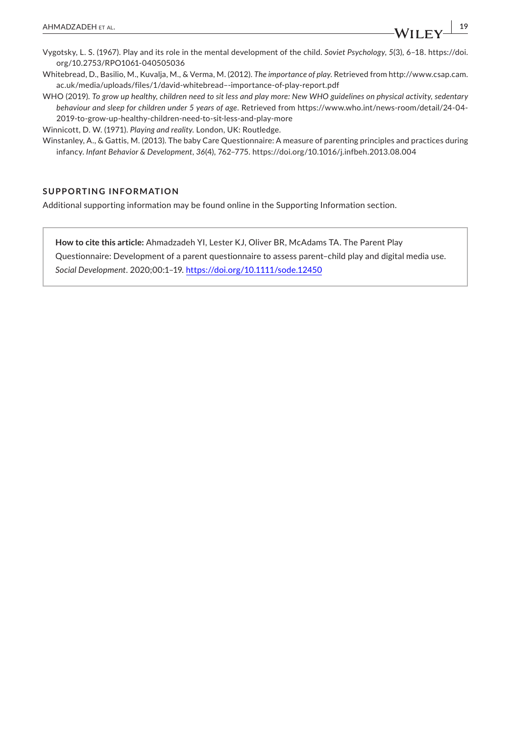Vygotsky, L. S. (1967). Play and its role in the mental development of the child. *Soviet Psychology*, *5*(3), 6–18. https://doi.org/10.2753/RPO1061-040505036

Whitebread, D., Basilio, M., Kuvalja, M., & Verma, M. (2012). *The importance of play*. Retrieved from http://www.csap.cam.ac.uk/media/uploads/files/1/david-whitebread–-importance-of-play-report.pdf

WHO (2019). *To grow up healthy, children need to sit less and play more: New WHO guidelines on physical activity, sedentary behaviour and sleep for children under 5 years of age*. Retrieved from https://www.who.int/news-room/detail/24-04-2019-to-grow-up-healthy-children-need-to-sit-less-and-play-more

Winnicott, D. W. (1971). *Playing and reality*. London, UK: Routledge.

Winstanley, A., & Gattis, M. (2013). The baby Care Questionnaire: A measure of parenting principles and practices during infancy. *Infant Behavior & Development*, *36*(4), 762–775. https://doi.org/10.1016/j.infbeh.2013.08.004

## SUPPORTING INFORMATION

Additional supporting information may be found online in the Supporting Information section.

**How to cite this article:** Ahmadzadeh YI, Lester KJ, Oliver BR, McAdams TA. The Parent Play Questionnaire: Development of a parent questionnaire to assess parent–child play and digital media use. *Social Development*. 2020;00:1–19. https://doi.org/10.1111/sode.12450